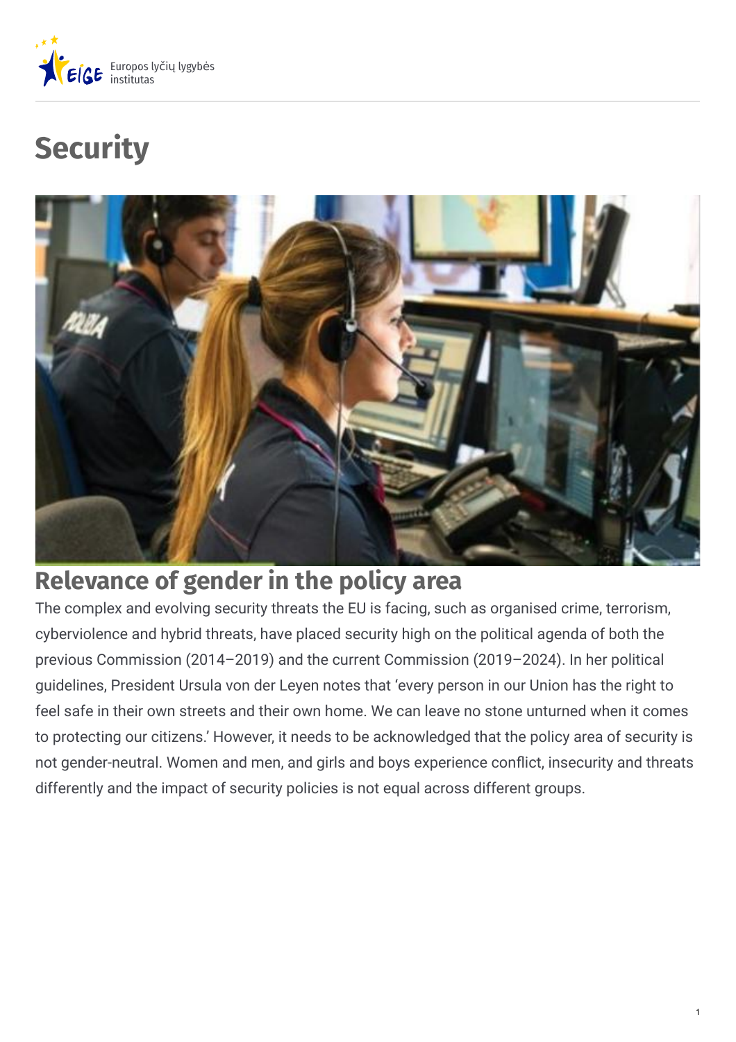# Security

## Relevance of gender in the policy area

The complex and evolving security threats the EU is facing, such as organised crime, terrorism, cyberviolence and hybrid threats, have placed security high on the political agenda of both the previous Commission (2014–2019) and the current Commission (2019–2024). In her political guidelines, President Ursula von der Leyen notes that 'every person in our Union has the right to feel safe in their own streets and their own home. We can leave no stone unturned when it comes to protecting our citizens.' However, it needs to be acknowledged that the policy area of security is not gender-neutral. Women and men, and girls and boys experience conflict, insecurity and threats differently and the impact of security policies is not equal across different groups.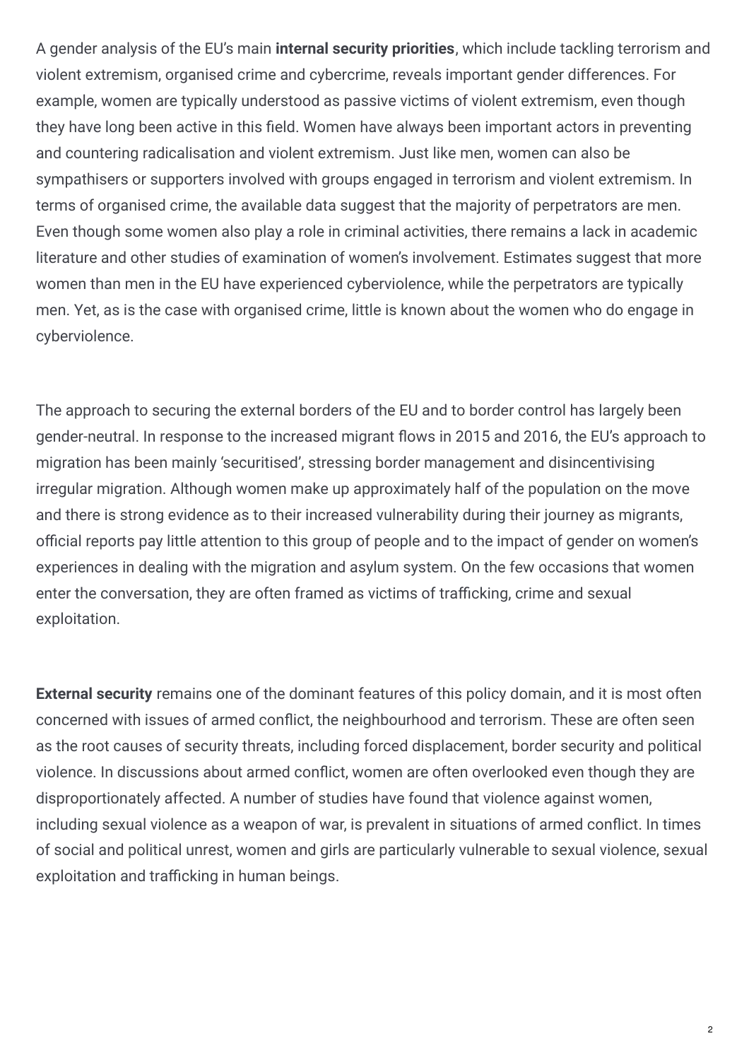A gender analysis of the EU's main **internal security priorities**, which include tackling terrorism and violent extremism, organised crime and cybercrime, reveals important gender differences. For example, women are typically understood as passive victims of violent extremism, even though they have long been active in this field. Women have always been important actors in preventing and countering radicalisation and violent extremism. Just like men, women can also be sympathisers or supporters involved with groups engaged in terrorism and violent extremism. In terms of organised crime, the available data suggest that the majority of perpetrators are men. Even though some women also play a role in criminal activities, there remains a lack in academic literature and other studies of examination of women's involvement. Estimates suggest that more women than men in the EU have experienced cyberviolence, while the perpetrators are typically men. Yet, as is the case with organised crime, little is known about the women who do engage in cyberviolence.

The approach to securing the external borders of the EU and to border control has largely been gender-neutral. In response to the increased migrant flows in 2015 and 2016, the EU's approach to migration has been mainly 'securitised', stressing border management and disincentivising irregular migration. Although women make up approximately half of the population on the move and there is strong evidence as to their increased vulnerability during their journey as migrants, official reports pay little attention to this group of people and to the impact of gender on women's experiences in dealing with the migration and asylum system. On the few occasions that women enter the conversation, they are often framed as victims of trafficking, crime and sexual exploitation.

**External security** remains one of the dominant features of this policy domain, and it is most often concerned with issues of armed conflict, the neighbourhood and terrorism. These are often seen as the root causes of security threats, including forced displacement, border security and political violence. In discussions about armed conflict, women are often overlooked even though they are disproportionately affected. A number of studies have found that violence against women, including sexual violence as a weapon of war, is prevalent in situations of armed conflict. In times of social and political unrest, women and girls are particularly vulnerable to sexual violence, sexual exploitation and trafficking in human beings.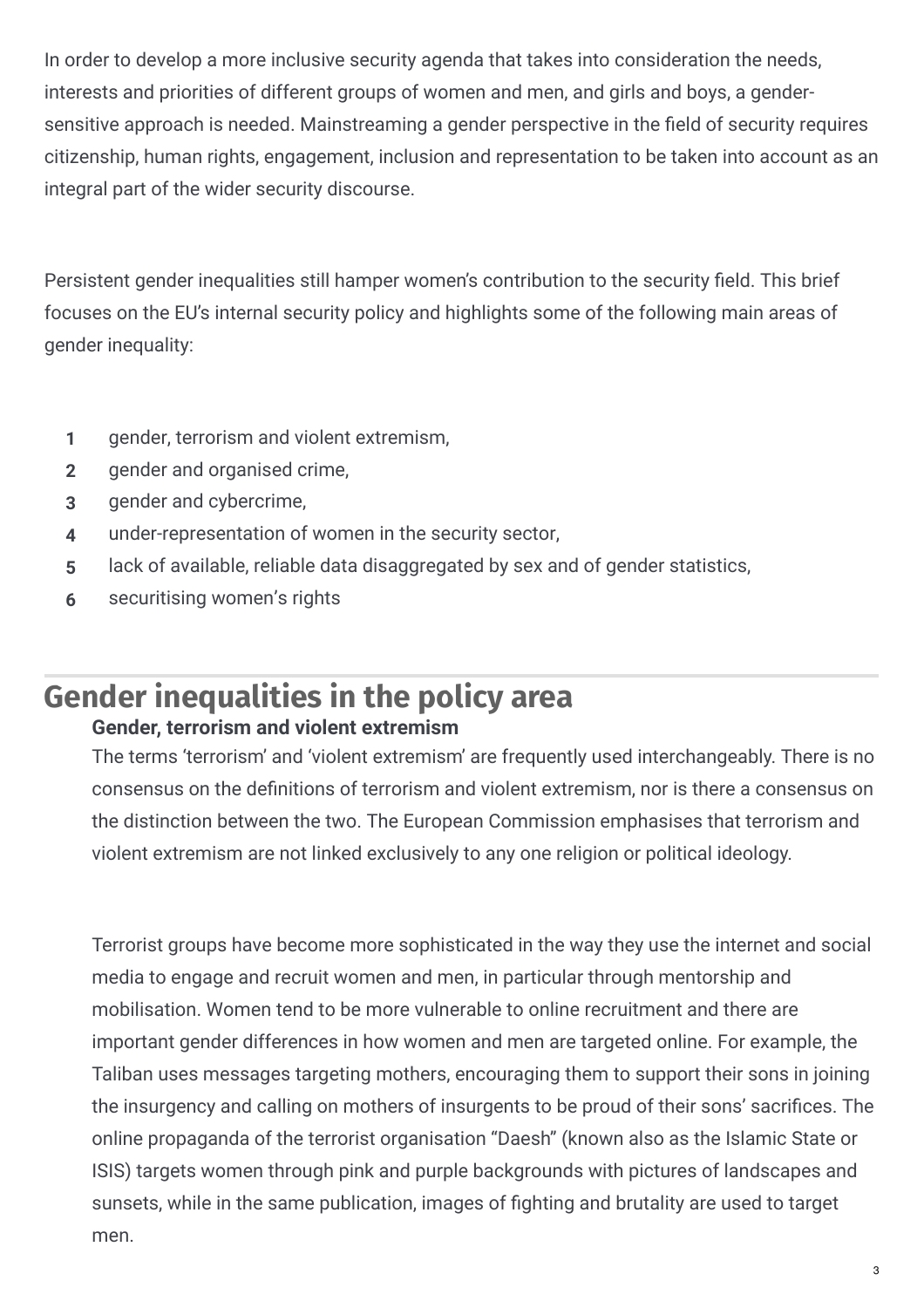In order to develop a more inclusive security agenda that takes into consideration the needs, interests and priorities of different groups of women and men, and girls and boys, a gender-sensitive approach is needed. Mainstreaming a gender perspective in the field of security requires citizenship, human rights, engagement, inclusion and representation to be taken into account as an integral part of the wider security discourse.

Persistent gender inequalities still hamper women's contribution to the security field. This brief focuses on the EU's internal security policy and highlights some of the following main areas of gender inequality:

1. gender, terrorism and violent extremism,
2. gender and organised crime,
3. gender and cybercrime,
4. under-representation of women in the security sector,
5. lack of available, reliable data disaggregated by sex and of gender statistics,
6. securitising women's rights

## Gender inequalities in the policy area

### Gender, terrorism and violent extremism

The terms 'terrorism' and 'violent extremism' are frequently used interchangeably. There is no consensus on the definitions of terrorism and violent extremism, nor is there a consensus on the distinction between the two. The European Commission emphasises that terrorism and violent extremism are not linked exclusively to any one religion or political ideology.

Terrorist groups have become more sophisticated in the way they use the internet and social media to engage and recruit women and men, in particular through mentorship and mobilisation. Women tend to be more vulnerable to online recruitment and there are important gender differences in how women and men are targeted online. For example, the Taliban uses messages targeting mothers, encouraging them to support their sons in joining the insurgency and calling on mothers of insurgents to be proud of their sons' sacrifices. The online propaganda of the terrorist organisation "Daesh" (known also as the Islamic State or ISIS) targets women through pink and purple backgrounds with pictures of landscapes and sunsets, while in the same publication, images of fighting and brutality are used to target men.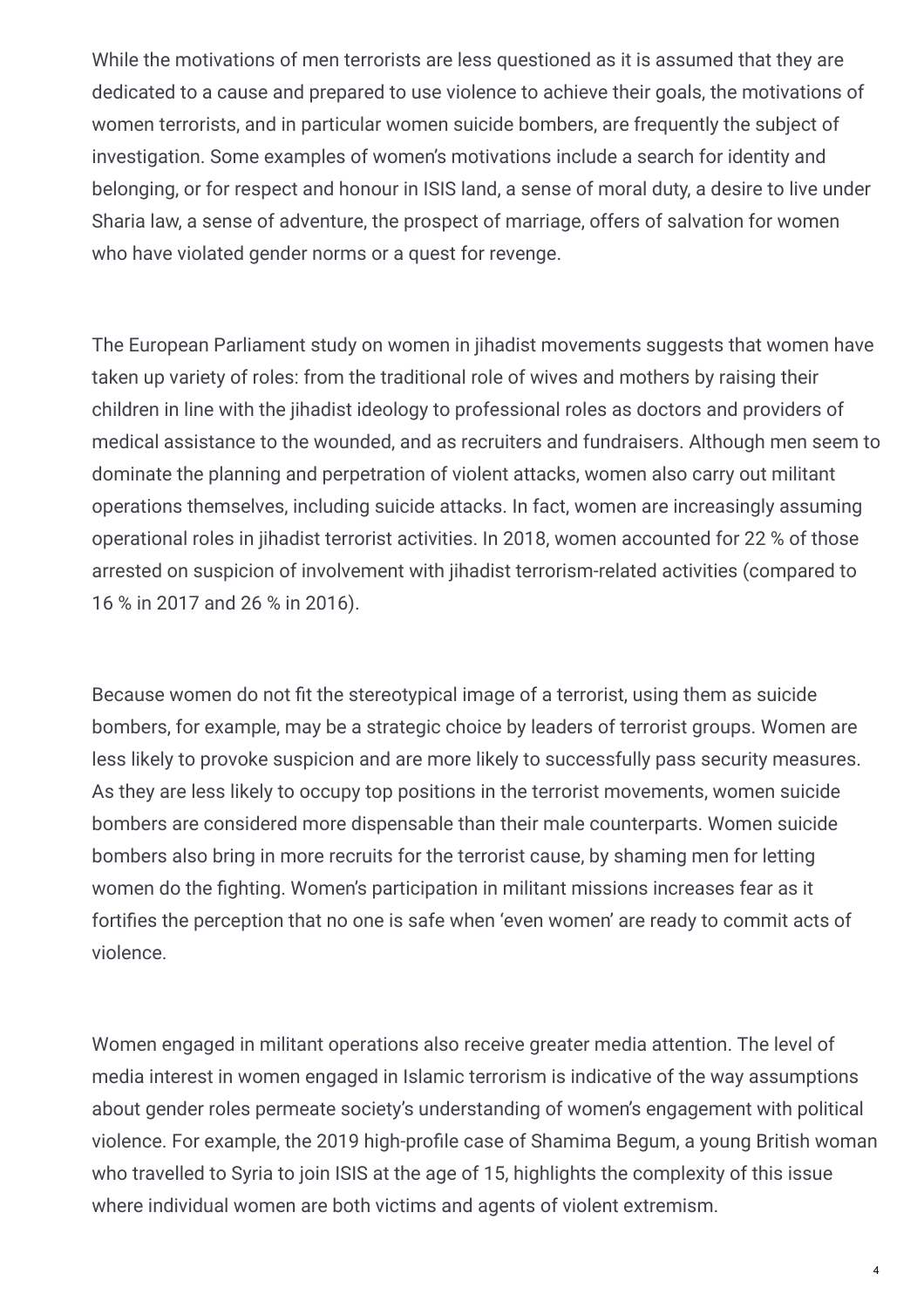While the motivations of men terrorists are less questioned as it is assumed that they are dedicated to a cause and prepared to use violence to achieve their goals, the motivations of women terrorists, and in particular women suicide bombers, are frequently the subject of investigation. Some examples of women's motivations include a search for identity and belonging, or for respect and honour in ISIS land, a sense of moral duty, a desire to live under Sharia law, a sense of adventure, the prospect of marriage, offers of salvation for women who have violated gender norms or a quest for revenge.

The European Parliament study on women in jihadist movements suggests that women have taken up variety of roles: from the traditional role of wives and mothers by raising their children in line with the jihadist ideology to professional roles as doctors and providers of medical assistance to the wounded, and as recruiters and fundraisers. Although men seem to dominate the planning and perpetration of violent attacks, women also carry out militant operations themselves, including suicide attacks. In fact, women are increasingly assuming operational roles in jihadist terrorist activities. In 2018, women accounted for 22 % of those arrested on suspicion of involvement with jihadist terrorism-related activities (compared to 16 % in 2017 and 26 % in 2016).

Because women do not fit the stereotypical image of a terrorist, using them as suicide bombers, for example, may be a strategic choice by leaders of terrorist groups. Women are less likely to provoke suspicion and are more likely to successfully pass security measures. As they are less likely to occupy top positions in the terrorist movements, women suicide bombers are considered more dispensable than their male counterparts. Women suicide bombers also bring in more recruits for the terrorist cause, by shaming men for letting women do the fighting. Women's participation in militant missions increases fear as it fortifies the perception that no one is safe when 'even women' are ready to commit acts of violence.

Women engaged in militant operations also receive greater media attention. The level of media interest in women engaged in Islamic terrorism is indicative of the way assumptions about gender roles permeate society's understanding of women's engagement with political violence. For example, the 2019 high-profile case of Shamima Begum, a young British woman who travelled to Syria to join ISIS at the age of 15, highlights the complexity of this issue where individual women are both victims and agents of violent extremism.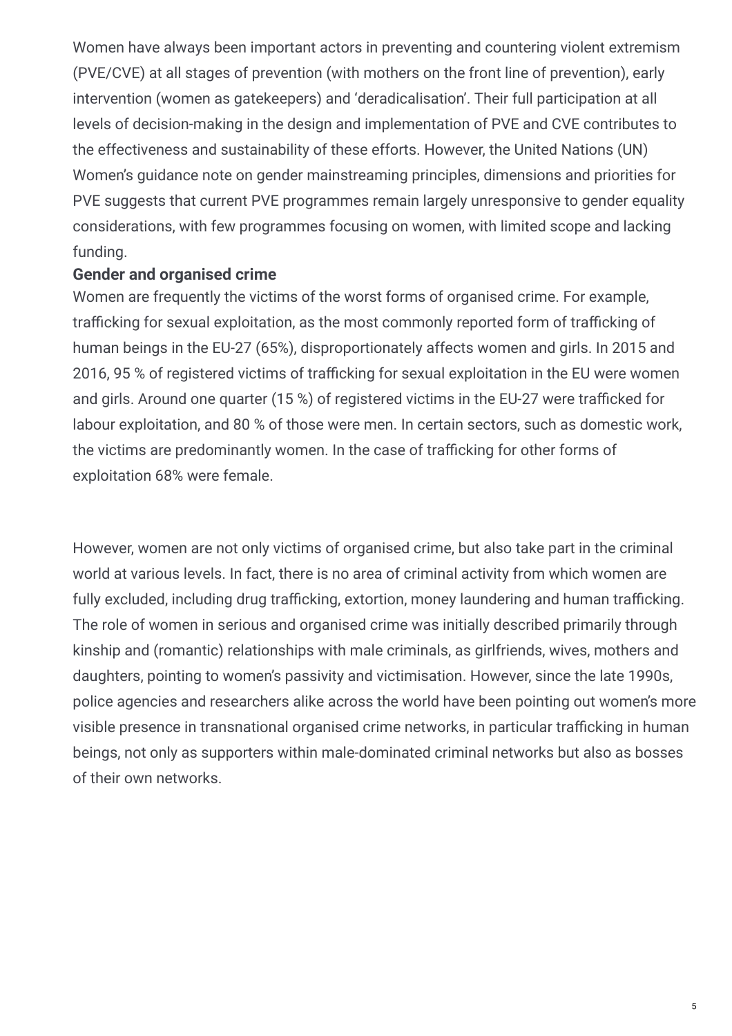Women have always been important actors in preventing and countering violent extremism (PVE/CVE) at all stages of prevention (with mothers on the front line of prevention), early intervention (women as gatekeepers) and 'deradicalisation'. Their full participation at all levels of decision-making in the design and implementation of PVE and CVE contributes to the effectiveness and sustainability of these efforts. However, the United Nations (UN) Women's guidance note on gender mainstreaming principles, dimensions and priorities for PVE suggests that current PVE programmes remain largely unresponsive to gender equality considerations, with few programmes focusing on women, with limited scope and lacking funding.

**Gender and organised crime**

Women are frequently the victims of the worst forms of organised crime. For example, trafficking for sexual exploitation, as the most commonly reported form of trafficking of human beings in the EU-27 (65%), disproportionately affects women and girls. In 2015 and 2016, 95 % of registered victims of trafficking for sexual exploitation in the EU were women and girls. Around one quarter (15 %) of registered victims in the EU-27 were trafficked for labour exploitation, and 80 % of those were men. In certain sectors, such as domestic work, the victims are predominantly women. In the case of trafficking for other forms of exploitation 68% were female.

However, women are not only victims of organised crime, but also take part in the criminal world at various levels. In fact, there is no area of criminal activity from which women are fully excluded, including drug trafficking, extortion, money laundering and human trafficking. The role of women in serious and organised crime was initially described primarily through kinship and (romantic) relationships with male criminals, as girlfriends, wives, mothers and daughters, pointing to women's passivity and victimisation. However, since the late 1990s, police agencies and researchers alike across the world have been pointing out women's more visible presence in transnational organised crime networks, in particular trafficking in human beings, not only as supporters within male-dominated criminal networks but also as bosses of their own networks.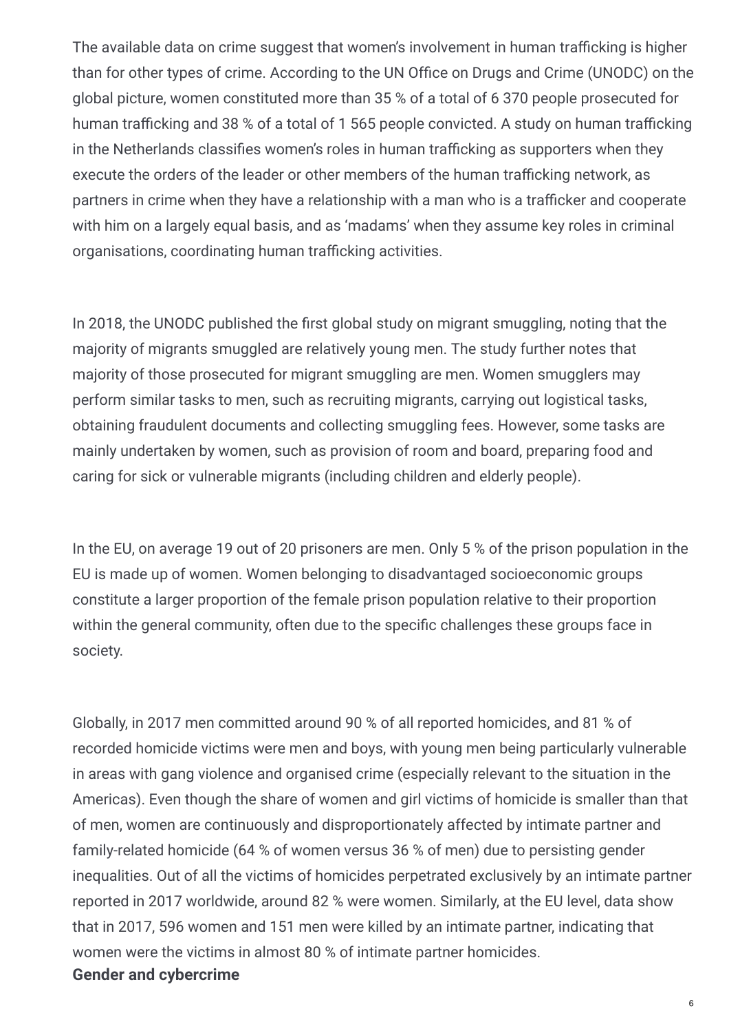The available data on crime suggest that women's involvement in human trafficking is higher than for other types of crime. According to the UN Office on Drugs and Crime (UNODC) on the global picture, women constituted more than 35 % of a total of 6 370 people prosecuted for human trafficking and 38 % of a total of 1 565 people convicted. A study on human trafficking in the Netherlands classifies women's roles in human trafficking as supporters when they execute the orders of the leader or other members of the human trafficking network, as partners in crime when they have a relationship with a man who is a trafficker and cooperate with him on a largely equal basis, and as 'madams' when they assume key roles in criminal organisations, coordinating human trafficking activities.

In 2018, the UNODC published the first global study on migrant smuggling, noting that the majority of migrants smuggled are relatively young men. The study further notes that majority of those prosecuted for migrant smuggling are men. Women smugglers may perform similar tasks to men, such as recruiting migrants, carrying out logistical tasks, obtaining fraudulent documents and collecting smuggling fees. However, some tasks are mainly undertaken by women, such as provision of room and board, preparing food and caring for sick or vulnerable migrants (including children and elderly people).

In the EU, on average 19 out of 20 prisoners are men. Only 5 % of the prison population in the EU is made up of women. Women belonging to disadvantaged socioeconomic groups constitute a larger proportion of the female prison population relative to their proportion within the general community, often due to the specific challenges these groups face in society.

Globally, in 2017 men committed around 90 % of all reported homicides, and 81 % of recorded homicide victims were men and boys, with young men being particularly vulnerable in areas with gang violence and organised crime (especially relevant to the situation in the Americas). Even though the share of women and girl victims of homicide is smaller than that of men, women are continuously and disproportionately affected by intimate partner and family-related homicide (64 % of women versus 36 % of men) due to persisting gender inequalities. Out of all the victims of homicides perpetrated exclusively by an intimate partner reported in 2017 worldwide, around 82 % were women. Similarly, at the EU level, data show that in 2017, 596 women and 151 men were killed by an intimate partner, indicating that women were the victims in almost 80 % of intimate partner homicides.

**Gender and cybercrime**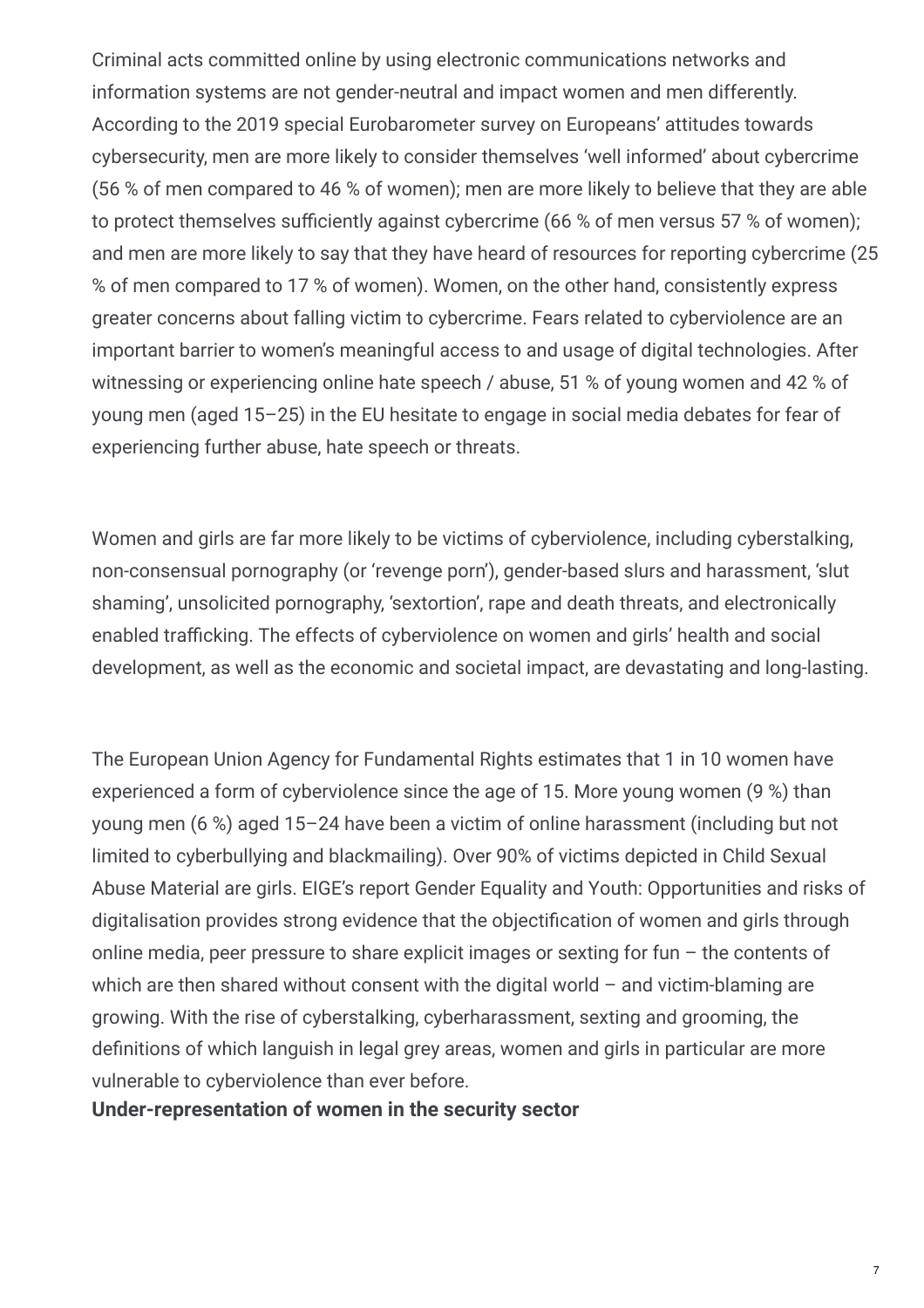Criminal acts committed online by using electronic communications networks and information systems are not gender-neutral and impact women and men differently. According to the 2019 special Eurobarometer survey on Europeans' attitudes towards cybersecurity, men are more likely to consider themselves 'well informed' about cybercrime (56 % of men compared to 46 % of women); men are more likely to believe that they are able to protect themselves sufficiently against cybercrime (66 % of men versus 57 % of women); and men are more likely to say that they have heard of resources for reporting cybercrime (25 % of men compared to 17 % of women). Women, on the other hand, consistently express greater concerns about falling victim to cybercrime. Fears related to cyberviolence are an important barrier to women's meaningful access to and usage of digital technologies. After witnessing or experiencing online hate speech / abuse, 51 % of young women and 42 % of young men (aged 15–25) in the EU hesitate to engage in social media debates for fear of experiencing further abuse, hate speech or threats.

Women and girls are far more likely to be victims of cyberviolence, including cyberstalking, non-consensual pornography (or 'revenge porn'), gender-based slurs and harassment, 'slut shaming', unsolicited pornography, 'sextortion', rape and death threats, and electronically enabled trafficking. The effects of cyberviolence on women and girls' health and social development, as well as the economic and societal impact, are devastating and long-lasting.

The European Union Agency for Fundamental Rights estimates that 1 in 10 women have experienced a form of cyberviolence since the age of 15. More young women (9 %) than young men (6 %) aged 15–24 have been a victim of online harassment (including but not limited to cyberbullying and blackmailing). Over 90% of victims depicted in Child Sexual Abuse Material are girls. EIGE's report Gender Equality and Youth: Opportunities and risks of digitalisation provides strong evidence that the objectification of women and girls through online media, peer pressure to share explicit images or sexting for fun – the contents of which are then shared without consent with the digital world – and victim-blaming are growing. With the rise of cyberstalking, cyberharassment, sexting and grooming, the definitions of which languish in legal grey areas, women and girls in particular are more vulnerable to cyberviolence than ever before.

**Under-representation of women in the security sector**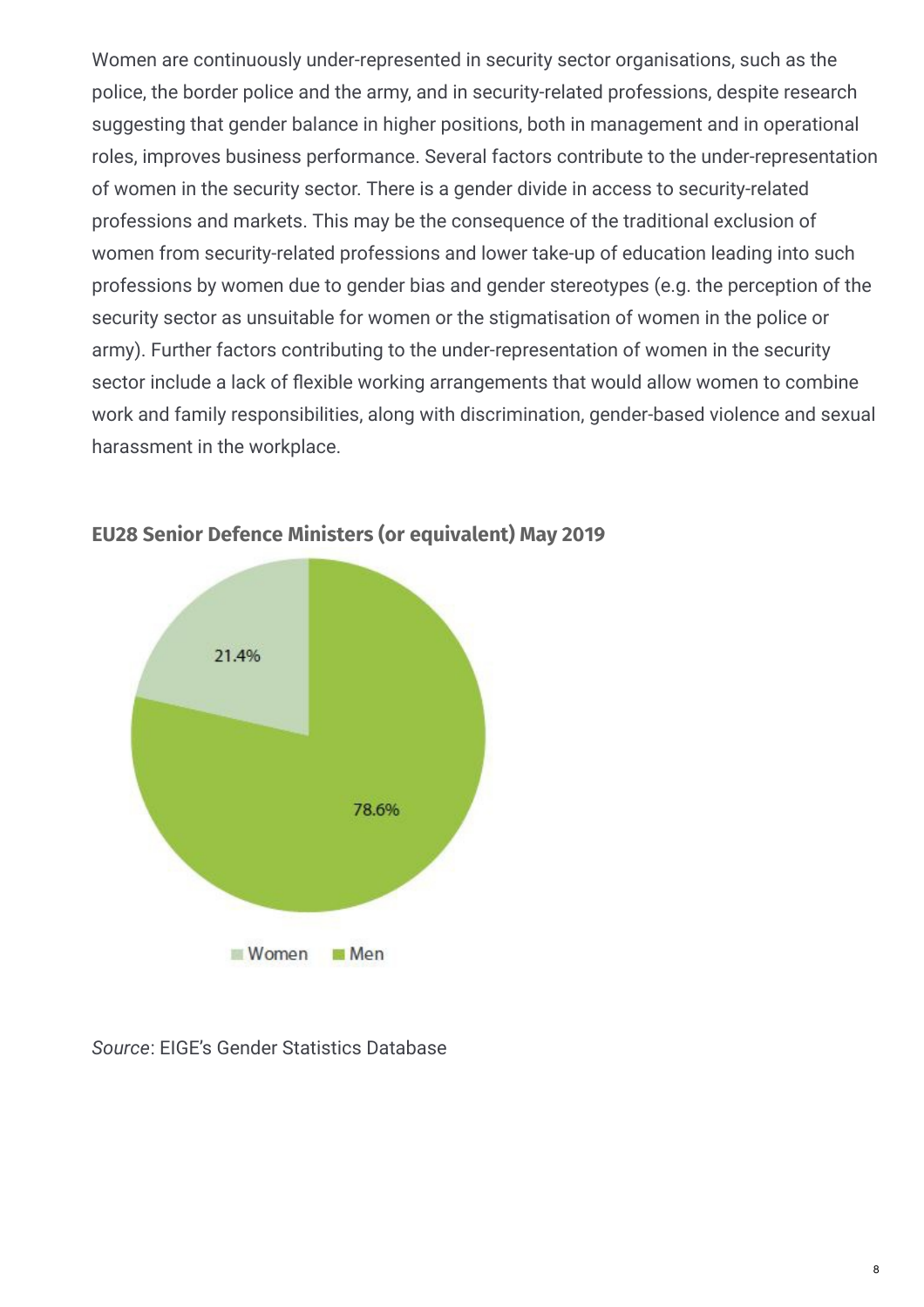Women are continuously under-represented in security sector organisations, such as the police, the border police and the army, and in security-related professions, despite research suggesting that gender balance in higher positions, both in management and in operational roles, improves business performance. Several factors contribute to the under-representation of women in the security sector. There is a gender divide in access to security-related professions and markets. This may be the consequence of the traditional exclusion of women from security-related professions and lower take-up of education leading into such professions by women due to gender bias and gender stereotypes (e.g. the perception of the security sector as unsuitable for women or the stigmatisation of women in the police or army). Further factors contributing to the under-representation of women in the security sector include a lack of flexible working arrangements that would allow women to combine work and family responsibilities, along with discrimination, gender-based violence and sexual harassment in the workplace.

**EU28 Senior Defence Ministers (or equivalent) May 2019**

| | % |
|---|---|
| Women | 21.4% |
| Men | 78.6% |

*Source*: EIGE's Gender Statistics Database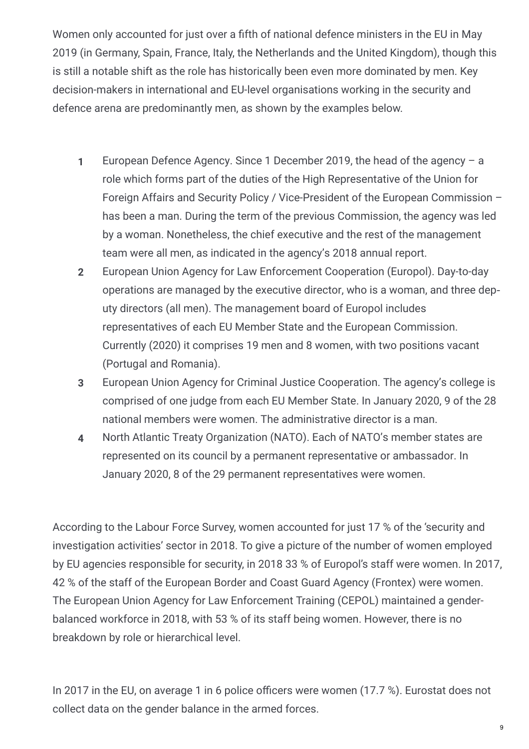Women only accounted for just over a fifth of national defence ministers in the EU in May 2019 (in Germany, Spain, France, Italy, the Netherlands and the United Kingdom), though this is still a notable shift as the role has historically been even more dominated by men. Key decision-makers in international and EU-level organisations working in the security and defence arena are predominantly men, as shown by the examples below.

1. European Defence Agency. Since 1 December 2019, the head of the agency – a role which forms part of the duties of the High Representative of the Union for Foreign Affairs and Security Policy / Vice-President of the European Commission – has been a man. During the term of the previous Commission, the agency was led by a woman. Nonetheless, the chief executive and the rest of the management team were all men, as indicated in the agency's 2018 annual report.
2. European Union Agency for Law Enforcement Cooperation (Europol). Day-to-day operations are managed by the executive director, who is a woman, and three deputy directors (all men). The management board of Europol includes representatives of each EU Member State and the European Commission. Currently (2020) it comprises 19 men and 8 women, with two positions vacant (Portugal and Romania).
3. European Union Agency for Criminal Justice Cooperation. The agency's college is comprised of one judge from each EU Member State. In January 2020, 9 of the 28 national members were women. The administrative director is a man.
4. North Atlantic Treaty Organization (NATO). Each of NATO's member states are represented on its council by a permanent representative or ambassador. In January 2020, 8 of the 29 permanent representatives were women.

According to the Labour Force Survey, women accounted for just 17 % of the 'security and investigation activities' sector in 2018. To give a picture of the number of women employed by EU agencies responsible for security, in 2018 33 % of Europol's staff were women. In 2017, 42 % of the staff of the European Border and Coast Guard Agency (Frontex) were women. The European Union Agency for Law Enforcement Training (CEPOL) maintained a gender-balanced workforce in 2018, with 53 % of its staff being women. However, there is no breakdown by role or hierarchical level.

In 2017 in the EU, on average 1 in 6 police officers were women (17.7 %). Eurostat does not collect data on the gender balance in the armed forces.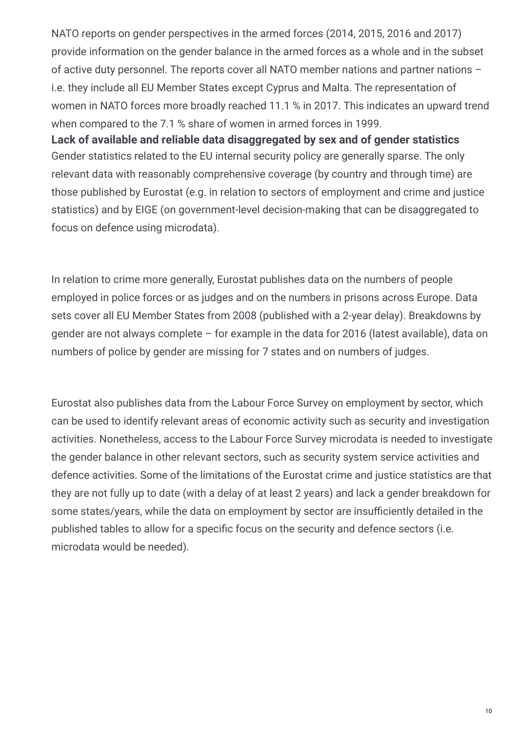NATO reports on gender perspectives in the armed forces (2014, 2015, 2016 and 2017) provide information on the gender balance in the armed forces as a whole and in the subset of active duty personnel. The reports cover all NATO member nations and partner nations – i.e. they include all EU Member States except Cyprus and Malta. The representation of women in NATO forces more broadly reached 11.1 % in 2017. This indicates an upward trend when compared to the 7.1 % share of women in armed forces in 1999.

**Lack of available and reliable data disaggregated by sex and of gender statistics**

Gender statistics related to the EU internal security policy are generally sparse. The only relevant data with reasonably comprehensive coverage (by country and through time) are those published by Eurostat (e.g. in relation to sectors of employment and crime and justice statistics) and by EIGE (on government-level decision-making that can be disaggregated to focus on defence using microdata).

In relation to crime more generally, Eurostat publishes data on the numbers of people employed in police forces or as judges and on the numbers in prisons across Europe. Data sets cover all EU Member States from 2008 (published with a 2-year delay). Breakdowns by gender are not always complete – for example in the data for 2016 (latest available), data on numbers of police by gender are missing for 7 states and on numbers of judges.

Eurostat also publishes data from the Labour Force Survey on employment by sector, which can be used to identify relevant areas of economic activity such as security and investigation activities. Nonetheless, access to the Labour Force Survey microdata is needed to investigate the gender balance in other relevant sectors, such as security system service activities and defence activities. Some of the limitations of the Eurostat crime and justice statistics are that they are not fully up to date (with a delay of at least 2 years) and lack a gender breakdown for some states/years, while the data on employment by sector are insufficiently detailed in the published tables to allow for a specific focus on the security and defence sectors (i.e. microdata would be needed).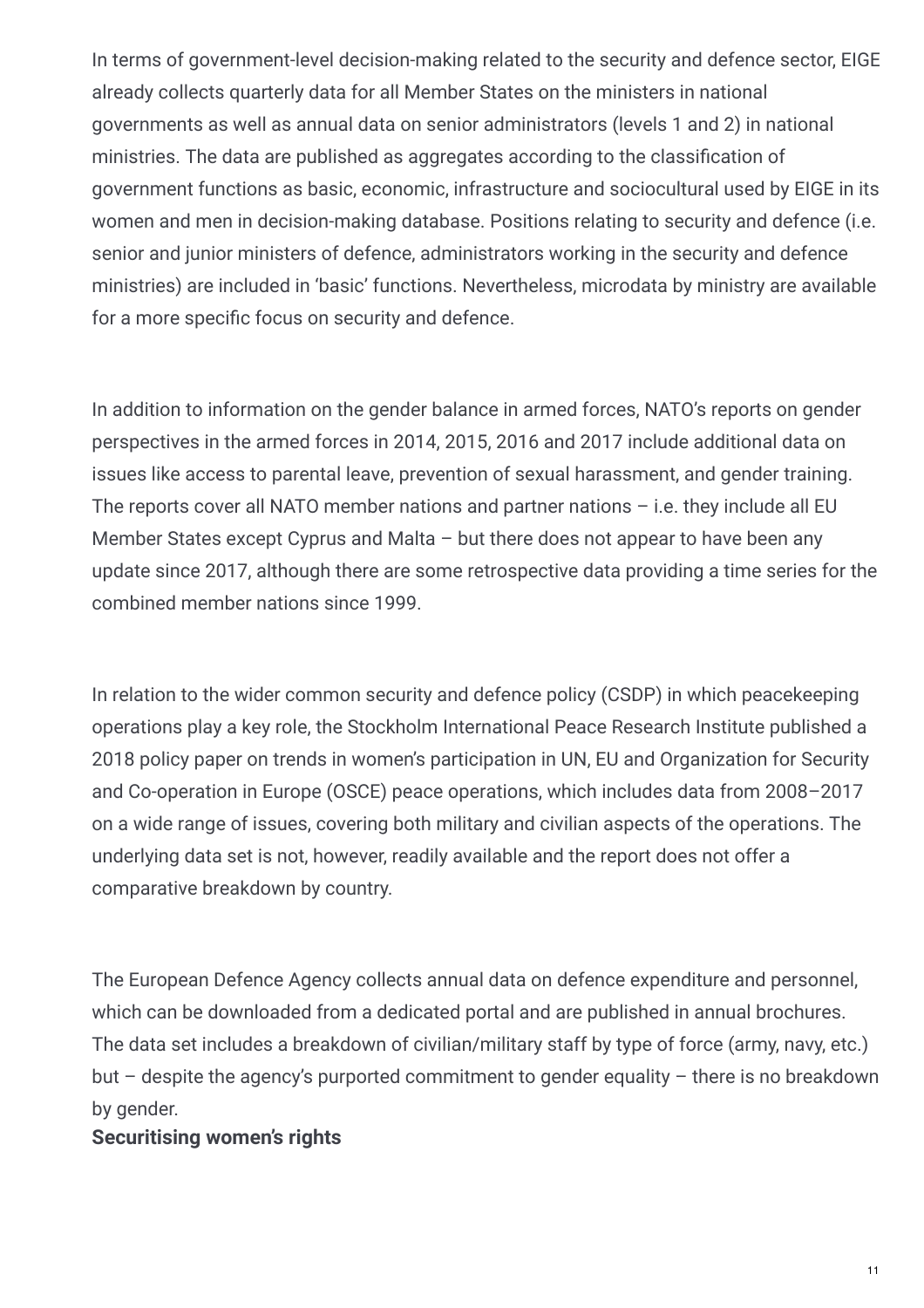In terms of government-level decision-making related to the security and defence sector, EIGE already collects quarterly data for all Member States on the ministers in national governments as well as annual data on senior administrators (levels 1 and 2) in national ministries. The data are published as aggregates according to the classification of government functions as basic, economic, infrastructure and sociocultural used by EIGE in its women and men in decision-making database. Positions relating to security and defence (i.e. senior and junior ministers of defence, administrators working in the security and defence ministries) are included in 'basic' functions. Nevertheless, microdata by ministry are available for a more specific focus on security and defence.

In addition to information on the gender balance in armed forces, NATO's reports on gender perspectives in the armed forces in 2014, 2015, 2016 and 2017 include additional data on issues like access to parental leave, prevention of sexual harassment, and gender training. The reports cover all NATO member nations and partner nations – i.e. they include all EU Member States except Cyprus and Malta – but there does not appear to have been any update since 2017, although there are some retrospective data providing a time series for the combined member nations since 1999.

In relation to the wider common security and defence policy (CSDP) in which peacekeeping operations play a key role, the Stockholm International Peace Research Institute published a 2018 policy paper on trends in women's participation in UN, EU and Organization for Security and Co-operation in Europe (OSCE) peace operations, which includes data from 2008–2017 on a wide range of issues, covering both military and civilian aspects of the operations. The underlying data set is not, however, readily available and the report does not offer a comparative breakdown by country.

The European Defence Agency collects annual data on defence expenditure and personnel, which can be downloaded from a dedicated portal and are published in annual brochures. The data set includes a breakdown of civilian/military staff by type of force (army, navy, etc.) but – despite the agency's purported commitment to gender equality – there is no breakdown by gender.

**Securitising women's rights**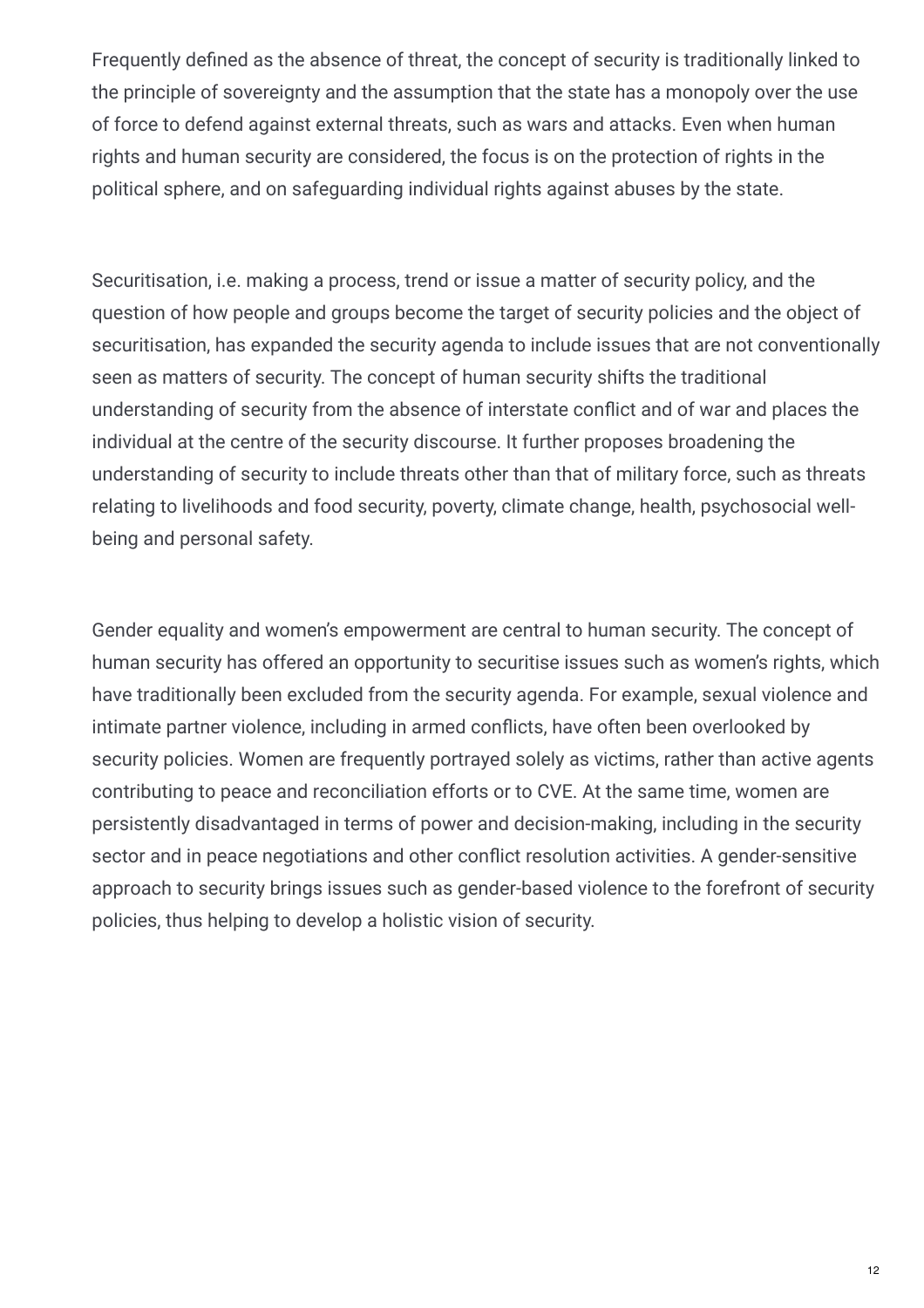Frequently defined as the absence of threat, the concept of security is traditionally linked to the principle of sovereignty and the assumption that the state has a monopoly over the use of force to defend against external threats, such as wars and attacks. Even when human rights and human security are considered, the focus is on the protection of rights in the political sphere, and on safeguarding individual rights against abuses by the state.

Securitisation, i.e. making a process, trend or issue a matter of security policy, and the question of how people and groups become the target of security policies and the object of securitisation, has expanded the security agenda to include issues that are not conventionally seen as matters of security. The concept of human security shifts the traditional understanding of security from the absence of interstate conflict and of war and places the individual at the centre of the security discourse. It further proposes broadening the understanding of security to include threats other than that of military force, such as threats relating to livelihoods and food security, poverty, climate change, health, psychosocial well-being and personal safety.

Gender equality and women's empowerment are central to human security. The concept of human security has offered an opportunity to securitise issues such as women's rights, which have traditionally been excluded from the security agenda. For example, sexual violence and intimate partner violence, including in armed conflicts, have often been overlooked by security policies. Women are frequently portrayed solely as victims, rather than active agents contributing to peace and reconciliation efforts or to CVE. At the same time, women are persistently disadvantaged in terms of power and decision-making, including in the security sector and in peace negotiations and other conflict resolution activities. A gender-sensitive approach to security brings issues such as gender-based violence to the forefront of security policies, thus helping to develop a holistic vision of security.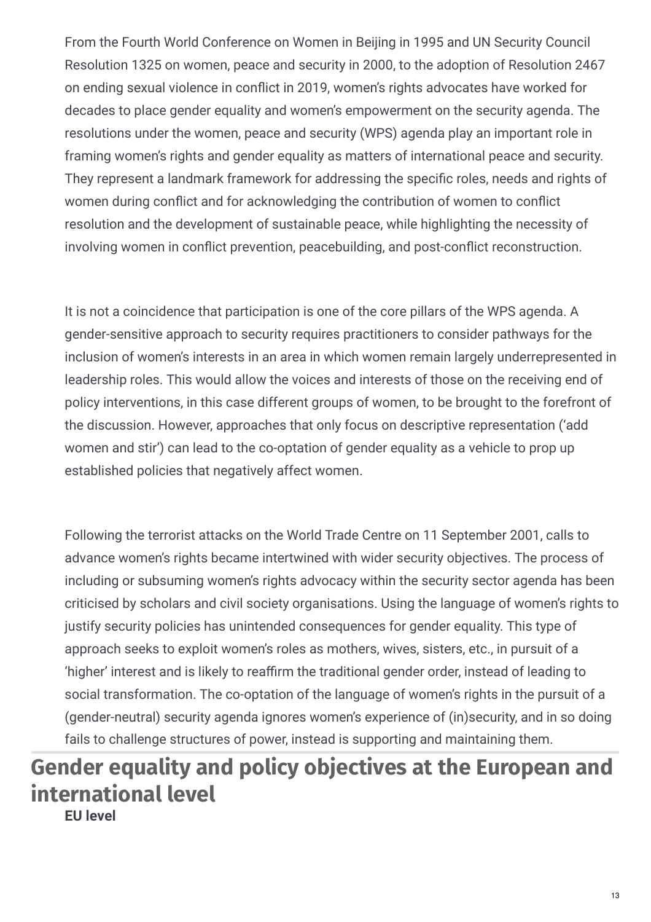From the Fourth World Conference on Women in Beijing in 1995 and UN Security Council Resolution 1325 on women, peace and security in 2000, to the adoption of Resolution 2467 on ending sexual violence in conflict in 2019, women's rights advocates have worked for decades to place gender equality and women's empowerment on the security agenda. The resolutions under the women, peace and security (WPS) agenda play an important role in framing women's rights and gender equality as matters of international peace and security. They represent a landmark framework for addressing the specific roles, needs and rights of women during conflict and for acknowledging the contribution of women to conflict resolution and the development of sustainable peace, while highlighting the necessity of involving women in conflict prevention, peacebuilding, and post-conflict reconstruction.

It is not a coincidence that participation is one of the core pillars of the WPS agenda. A gender-sensitive approach to security requires practitioners to consider pathways for the inclusion of women's interests in an area in which women remain largely underrepresented in leadership roles. This would allow the voices and interests of those on the receiving end of policy interventions, in this case different groups of women, to be brought to the forefront of the discussion. However, approaches that only focus on descriptive representation ('add women and stir') can lead to the co-optation of gender equality as a vehicle to prop up established policies that negatively affect women.

Following the terrorist attacks on the World Trade Centre on 11 September 2001, calls to advance women's rights became intertwined with wider security objectives. The process of including or subsuming women's rights advocacy within the security sector agenda has been criticised by scholars and civil society organisations. Using the language of women's rights to justify security policies has unintended consequences for gender equality. This type of approach seeks to exploit women's roles as mothers, wives, sisters, etc., in pursuit of a 'higher' interest and is likely to reaffirm the traditional gender order, instead of leading to social transformation. The co-optation of the language of women's rights in the pursuit of a (gender-neutral) security agenda ignores women's experience of (in)security, and in so doing fails to challenge structures of power, instead is supporting and maintaining them.

## Gender equality and policy objectives at the European and international level

**EU level**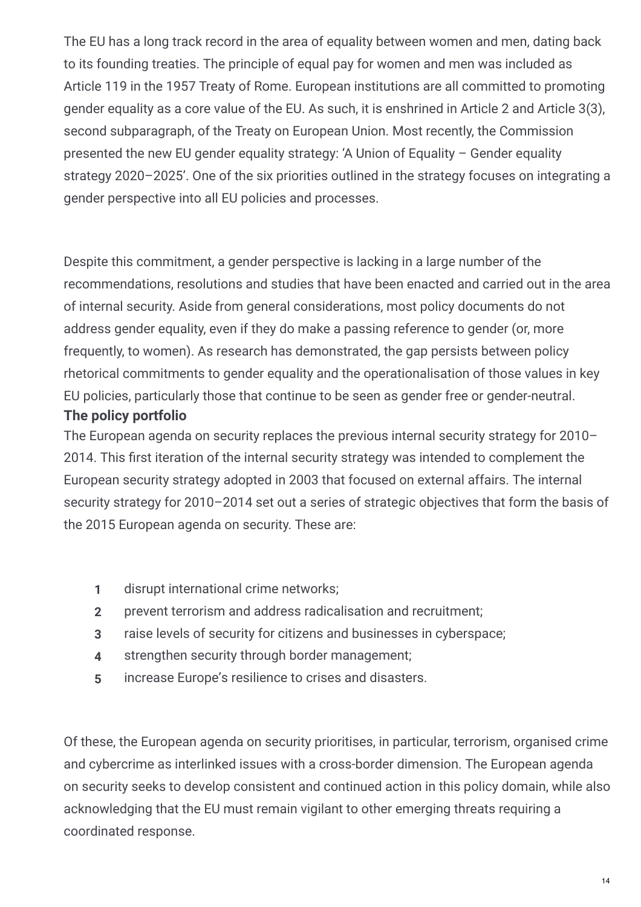The EU has a long track record in the area of equality between women and men, dating back to its founding treaties. The principle of equal pay for women and men was included as Article 119 in the 1957 Treaty of Rome. European institutions are all committed to promoting gender equality as a core value of the EU. As such, it is enshrined in Article 2 and Article 3(3), second subparagraph, of the Treaty on European Union. Most recently, the Commission presented the new EU gender equality strategy: 'A Union of Equality – Gender equality strategy 2020–2025'. One of the six priorities outlined in the strategy focuses on integrating a gender perspective into all EU policies and processes.

Despite this commitment, a gender perspective is lacking in a large number of the recommendations, resolutions and studies that have been enacted and carried out in the area of internal security. Aside from general considerations, most policy documents do not address gender equality, even if they do make a passing reference to gender (or, more frequently, to women). As research has demonstrated, the gap persists between policy rhetorical commitments to gender equality and the operationalisation of those values in key EU policies, particularly those that continue to be seen as gender free or gender-neutral.

**The policy portfolio**

The European agenda on security replaces the previous internal security strategy for 2010–2014. This first iteration of the internal security strategy was intended to complement the European security strategy adopted in 2003 that focused on external affairs. The internal security strategy for 2010–2014 set out a series of strategic objectives that form the basis of the 2015 European agenda on security. These are:

1. disrupt international crime networks;
2. prevent terrorism and address radicalisation and recruitment;
3. raise levels of security for citizens and businesses in cyberspace;
4. strengthen security through border management;
5. increase Europe's resilience to crises and disasters.

Of these, the European agenda on security prioritises, in particular, terrorism, organised crime and cybercrime as interlinked issues with a cross-border dimension. The European agenda on security seeks to develop consistent and continued action in this policy domain, while also acknowledging that the EU must remain vigilant to other emerging threats requiring a coordinated response.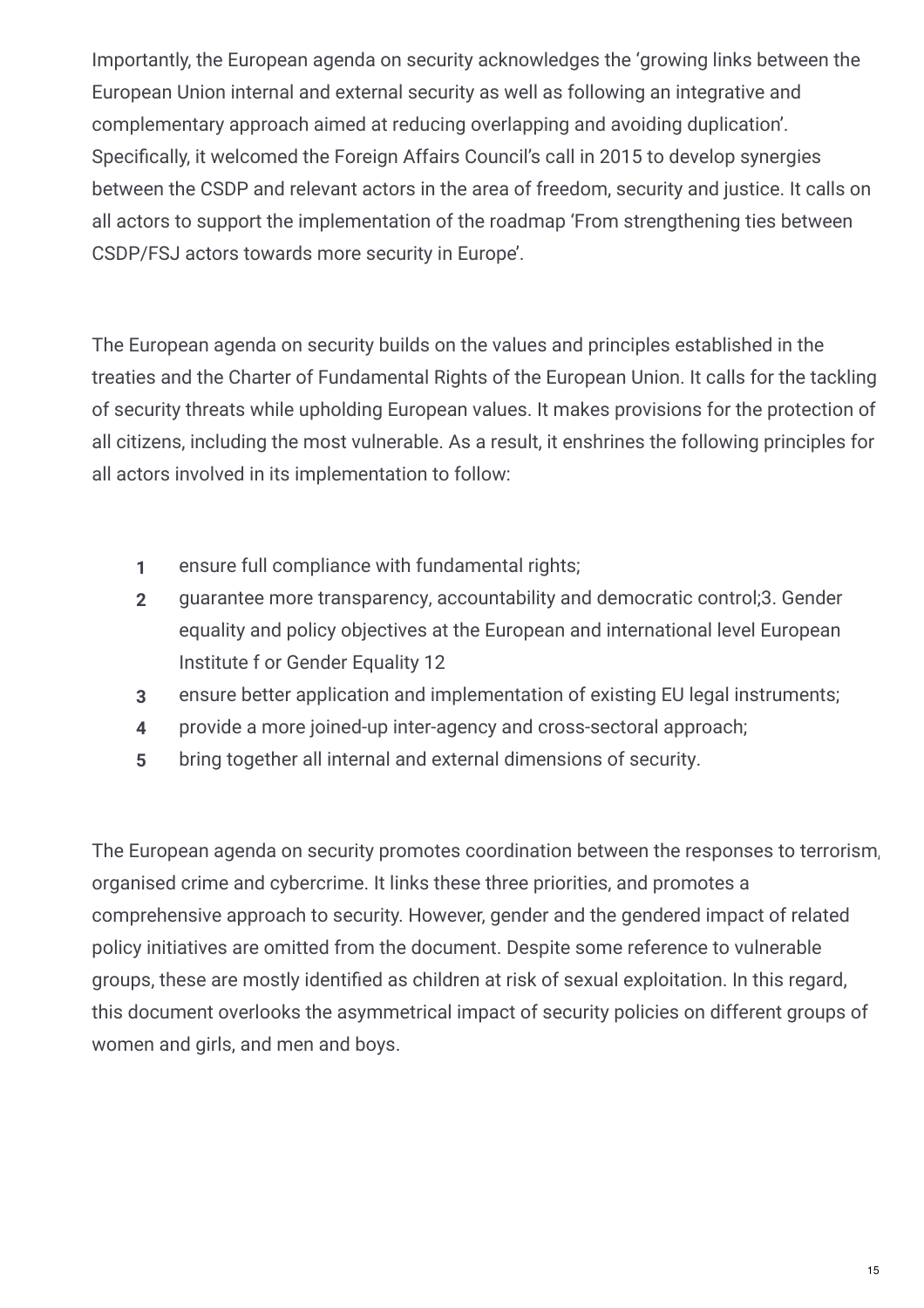Importantly, the European agenda on security acknowledges the 'growing links between the European Union internal and external security as well as following an integrative and complementary approach aimed at reducing overlapping and avoiding duplication'. Specifically, it welcomed the Foreign Affairs Council's call in 2015 to develop synergies between the CSDP and relevant actors in the area of freedom, security and justice. It calls on all actors to support the implementation of the roadmap 'From strengthening ties between CSDP/FSJ actors towards more security in Europe'.

The European agenda on security builds on the values and principles established in the treaties and the Charter of Fundamental Rights of the European Union. It calls for the tackling of security threats while upholding European values. It makes provisions for the protection of all citizens, including the most vulnerable. As a result, it enshrines the following principles for all actors involved in its implementation to follow:

1. ensure full compliance with fundamental rights;
2. guarantee more transparency, accountability and democratic control;3. Gender equality and policy objectives at the European and international level European Institute f or Gender Equality 12
3. ensure better application and implementation of existing EU legal instruments;
4. provide a more joined-up inter-agency and cross-sectoral approach;
5. bring together all internal and external dimensions of security.

The European agenda on security promotes coordination between the responses to terrorism, organised crime and cybercrime. It links these three priorities, and promotes a comprehensive approach to security. However, gender and the gendered impact of related policy initiatives are omitted from the document. Despite some reference to vulnerable groups, these are mostly identified as children at risk of sexual exploitation. In this regard, this document overlooks the asymmetrical impact of security policies on different groups of women and girls, and men and boys.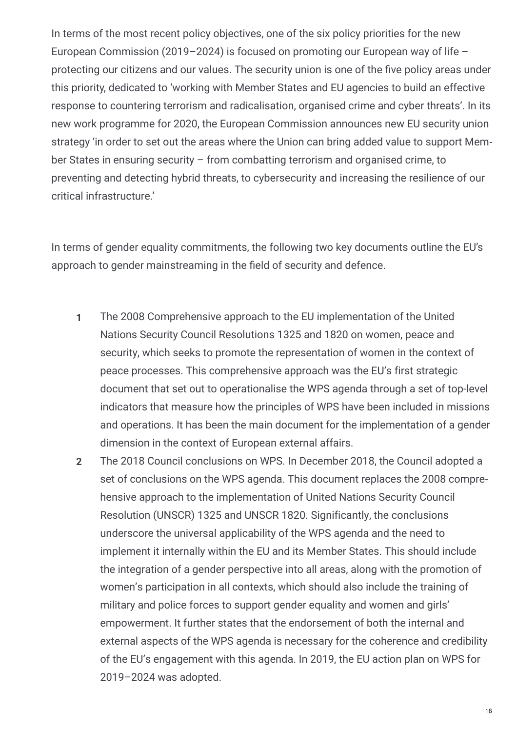In terms of the most recent policy objectives, one of the six policy priorities for the new European Commission (2019–2024) is focused on promoting our European way of life – protecting our citizens and our values. The security union is one of the five policy areas under this priority, dedicated to 'working with Member States and EU agencies to build an effective response to countering terrorism and radicalisation, organised crime and cyber threats'. In its new work programme for 2020, the European Commission announces new EU security union strategy 'in order to set out the areas where the Union can bring added value to support Member States in ensuring security – from combatting terrorism and organised crime, to preventing and detecting hybrid threats, to cybersecurity and increasing the resilience of our critical infrastructure.'

In terms of gender equality commitments, the following two key documents outline the EU's approach to gender mainstreaming in the field of security and defence.

1. The 2008 Comprehensive approach to the EU implementation of the United Nations Security Council Resolutions 1325 and 1820 on women, peace and security, which seeks to promote the representation of women in the context of peace processes. This comprehensive approach was the EU's first strategic document that set out to operationalise the WPS agenda through a set of top-level indicators that measure how the principles of WPS have been included in missions and operations. It has been the main document for the implementation of a gender dimension in the context of European external affairs.
2. The 2018 Council conclusions on WPS. In December 2018, the Council adopted a set of conclusions on the WPS agenda. This document replaces the 2008 comprehensive approach to the implementation of United Nations Security Council Resolution (UNSCR) 1325 and UNSCR 1820. Significantly, the conclusions underscore the universal applicability of the WPS agenda and the need to implement it internally within the EU and its Member States. This should include the integration of a gender perspective into all areas, along with the promotion of women's participation in all contexts, which should also include the training of military and police forces to support gender equality and women and girls' empowerment. It further states that the endorsement of both the internal and external aspects of the WPS agenda is necessary for the coherence and credibility of the EU's engagement with this agenda. In 2019, the EU action plan on WPS for 2019–2024 was adopted.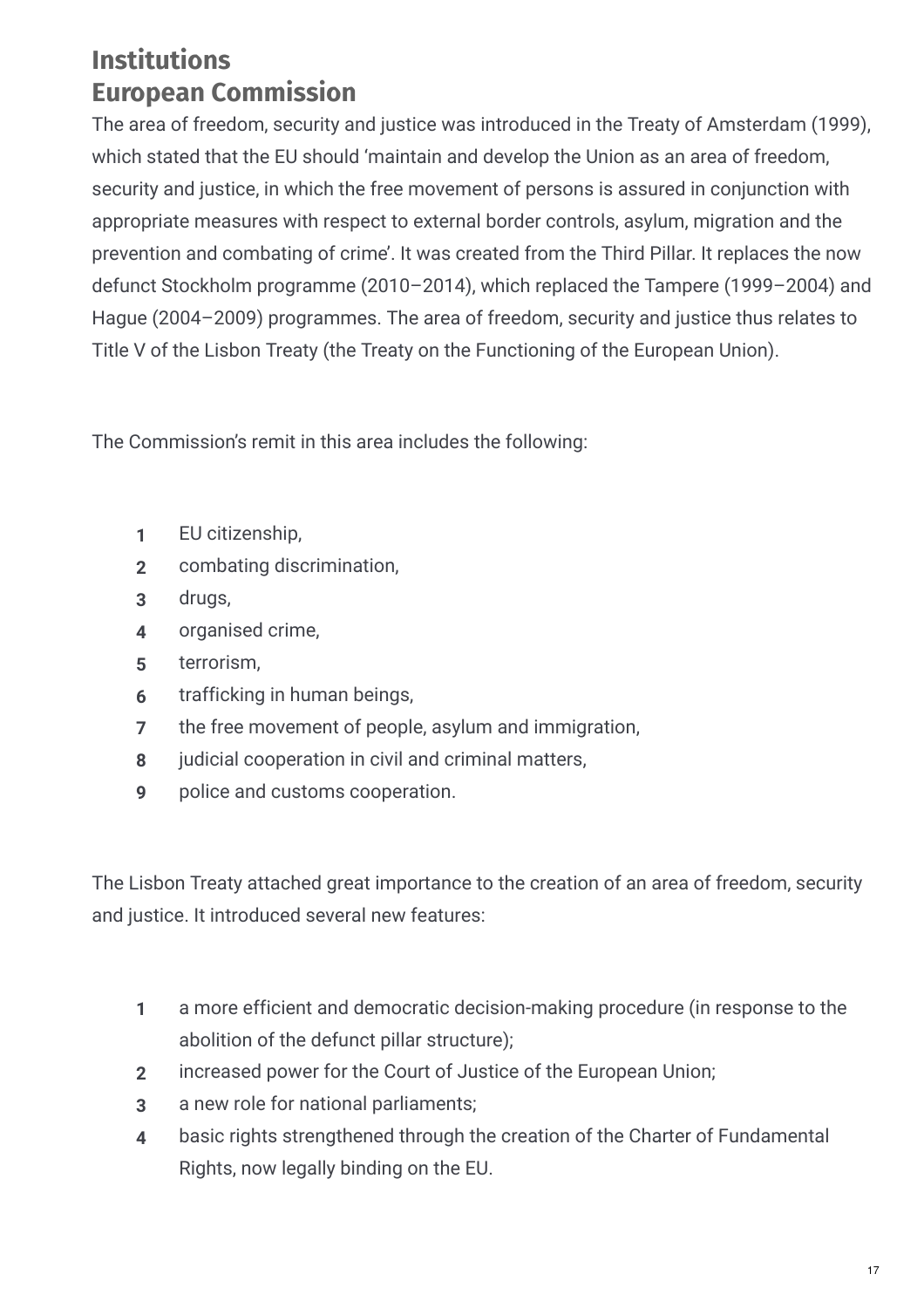# Institutions

## European Commission

The area of freedom, security and justice was introduced in the Treaty of Amsterdam (1999), which stated that the EU should 'maintain and develop the Union as an area of freedom, security and justice, in which the free movement of persons is assured in conjunction with appropriate measures with respect to external border controls, asylum, migration and the prevention and combating of crime'. It was created from the Third Pillar. It replaces the now defunct Stockholm programme (2010–2014), which replaced the Tampere (1999–2004) and Hague (2004–2009) programmes. The area of freedom, security and justice thus relates to Title V of the Lisbon Treaty (the Treaty on the Functioning of the European Union).

The Commission's remit in this area includes the following:

1. EU citizenship,
2. combating discrimination,
3. drugs,
4. organised crime,
5. terrorism,
6. trafficking in human beings,
7. the free movement of people, asylum and immigration,
8. judicial cooperation in civil and criminal matters,
9. police and customs cooperation.

The Lisbon Treaty attached great importance to the creation of an area of freedom, security and justice. It introduced several new features:

1. a more efficient and democratic decision-making procedure (in response to the abolition of the defunct pillar structure);
2. increased power for the Court of Justice of the European Union;
3. a new role for national parliaments;
4. basic rights strengthened through the creation of the Charter of Fundamental Rights, now legally binding on the EU.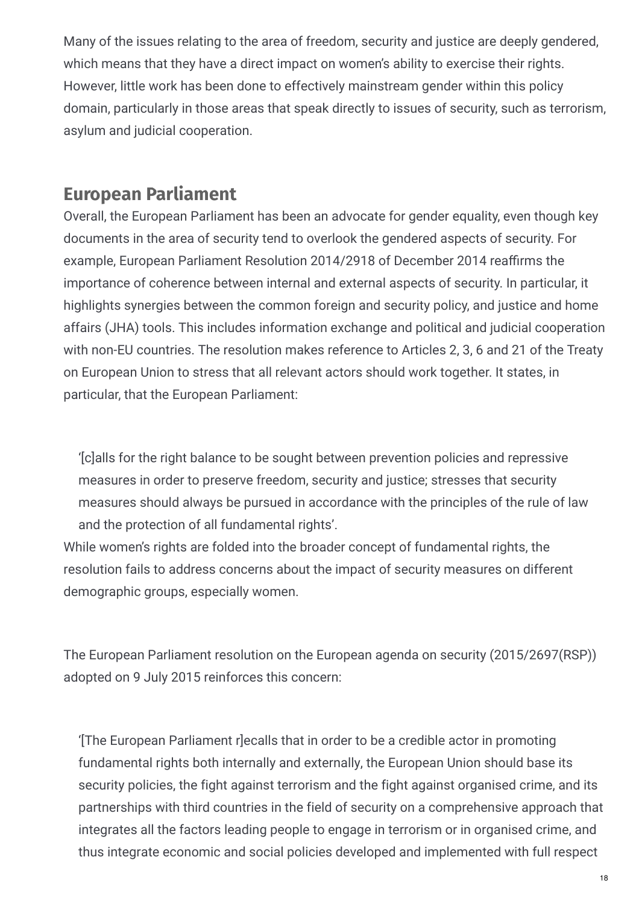Many of the issues relating to the area of freedom, security and justice are deeply gendered, which means that they have a direct impact on women's ability to exercise their rights. However, little work has been done to effectively mainstream gender within this policy domain, particularly in those areas that speak directly to issues of security, such as terrorism, asylum and judicial cooperation.

## European Parliament

Overall, the European Parliament has been an advocate for gender equality, even though key documents in the area of security tend to overlook the gendered aspects of security. For example, European Parliament Resolution 2014/2918 of December 2014 reaffirms the importance of coherence between internal and external aspects of security. In particular, it highlights synergies between the common foreign and security policy, and justice and home affairs (JHA) tools. This includes information exchange and political and judicial cooperation with non-EU countries. The resolution makes reference to Articles 2, 3, 6 and 21 of the Treaty on European Union to stress that all relevant actors should work together. It states, in particular, that the European Parliament:

> '[c]alls for the right balance to be sought between prevention policies and repressive measures in order to preserve freedom, security and justice; stresses that security measures should always be pursued in accordance with the principles of the rule of law and the protection of all fundamental rights'.

While women's rights are folded into the broader concept of fundamental rights, the resolution fails to address concerns about the impact of security measures on different demographic groups, especially women.

The European Parliament resolution on the European agenda on security (2015/2697(RSP)) adopted on 9 July 2015 reinforces this concern:

> '[The European Parliament r]ecalls that in order to be a credible actor in promoting fundamental rights both internally and externally, the European Union should base its security policies, the fight against terrorism and the fight against organised crime, and its partnerships with third countries in the field of security on a comprehensive approach that integrates all the factors leading people to engage in terrorism or in organised crime, and thus integrate economic and social policies developed and implemented with full respect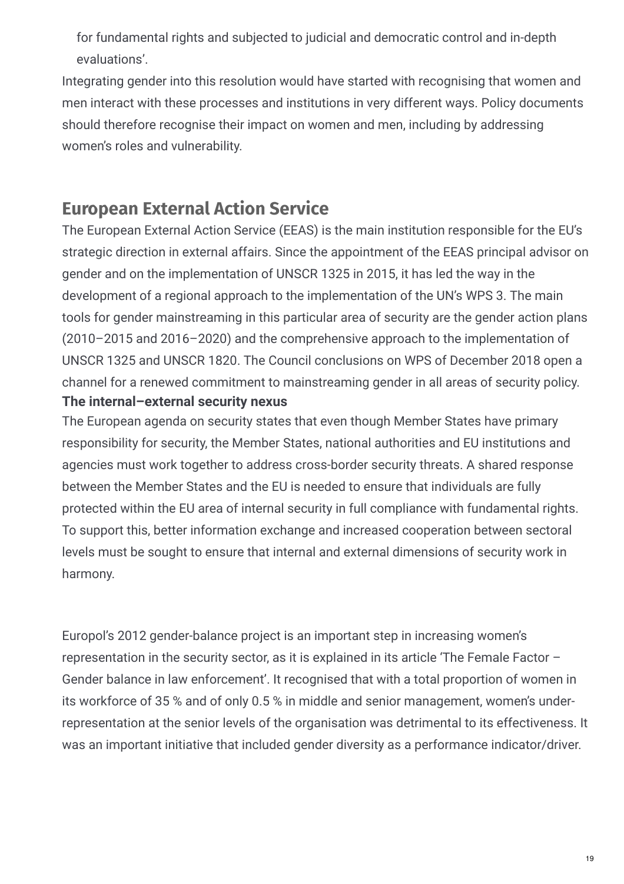for fundamental rights and subjected to judicial and democratic control and in-depth evaluations'.

Integrating gender into this resolution would have started with recognising that women and men interact with these processes and institutions in very different ways. Policy documents should therefore recognise their impact on women and men, including by addressing women's roles and vulnerability.

## European External Action Service

The European External Action Service (EEAS) is the main institution responsible for the EU's strategic direction in external affairs. Since the appointment of the EEAS principal advisor on gender and on the implementation of UNSCR 1325 in 2015, it has led the way in the development of a regional approach to the implementation of the UN's WPS 3. The main tools for gender mainstreaming in this particular area of security are the gender action plans (2010–2015 and 2016–2020) and the comprehensive approach to the implementation of UNSCR 1325 and UNSCR 1820. The Council conclusions on WPS of December 2018 open a channel for a renewed commitment to mainstreaming gender in all areas of security policy.

**The internal–external security nexus**

The European agenda on security states that even though Member States have primary responsibility for security, the Member States, national authorities and EU institutions and agencies must work together to address cross-border security threats. A shared response between the Member States and the EU is needed to ensure that individuals are fully protected within the EU area of internal security in full compliance with fundamental rights. To support this, better information exchange and increased cooperation between sectoral levels must be sought to ensure that internal and external dimensions of security work in harmony.

Europol's 2012 gender-balance project is an important step in increasing women's representation in the security sector, as it is explained in its article 'The Female Factor – Gender balance in law enforcement'. It recognised that with a total proportion of women in its workforce of 35 % and of only 0.5 % in middle and senior management, women's under-representation at the senior levels of the organisation was detrimental to its effectiveness. It was an important initiative that included gender diversity as a performance indicator/driver.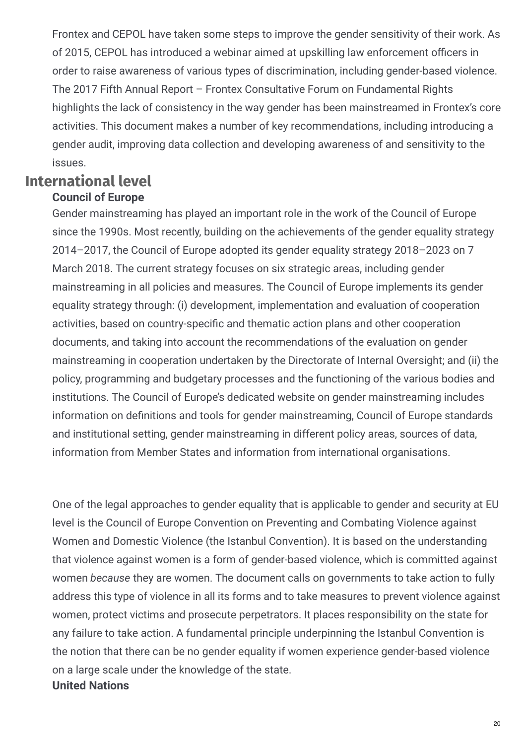Frontex and CEPOL have taken some steps to improve the gender sensitivity of their work. As of 2015, CEPOL has introduced a webinar aimed at upskilling law enforcement officers in order to raise awareness of various types of discrimination, including gender-based violence. The 2017 Fifth Annual Report – Frontex Consultative Forum on Fundamental Rights highlights the lack of consistency in the way gender has been mainstreamed in Frontex's core activities. This document makes a number of key recommendations, including introducing a gender audit, improving data collection and developing awareness of and sensitivity to the issues.

## International level

### Council of Europe

Gender mainstreaming has played an important role in the work of the Council of Europe since the 1990s. Most recently, building on the achievements of the gender equality strategy 2014–2017, the Council of Europe adopted its gender equality strategy 2018–2023 on 7 March 2018. The current strategy focuses on six strategic areas, including gender mainstreaming in all policies and measures. The Council of Europe implements its gender equality strategy through: (i) development, implementation and evaluation of cooperation activities, based on country-specific and thematic action plans and other cooperation documents, and taking into account the recommendations of the evaluation on gender mainstreaming in cooperation undertaken by the Directorate of Internal Oversight; and (ii) the policy, programming and budgetary processes and the functioning of the various bodies and institutions. The Council of Europe's dedicated website on gender mainstreaming includes information on definitions and tools for gender mainstreaming, Council of Europe standards and institutional setting, gender mainstreaming in different policy areas, sources of data, information from Member States and information from international organisations.

One of the legal approaches to gender equality that is applicable to gender and security at EU level is the Council of Europe Convention on Preventing and Combating Violence against Women and Domestic Violence (the Istanbul Convention). It is based on the understanding that violence against women is a form of gender-based violence, which is committed against women *because* they are women. The document calls on governments to take action to fully address this type of violence in all its forms and to take measures to prevent violence against women, protect victims and prosecute perpetrators. It places responsibility on the state for any failure to take action. A fundamental principle underpinning the Istanbul Convention is the notion that there can be no gender equality if women experience gender-based violence on a large scale under the knowledge of the state.

### United Nations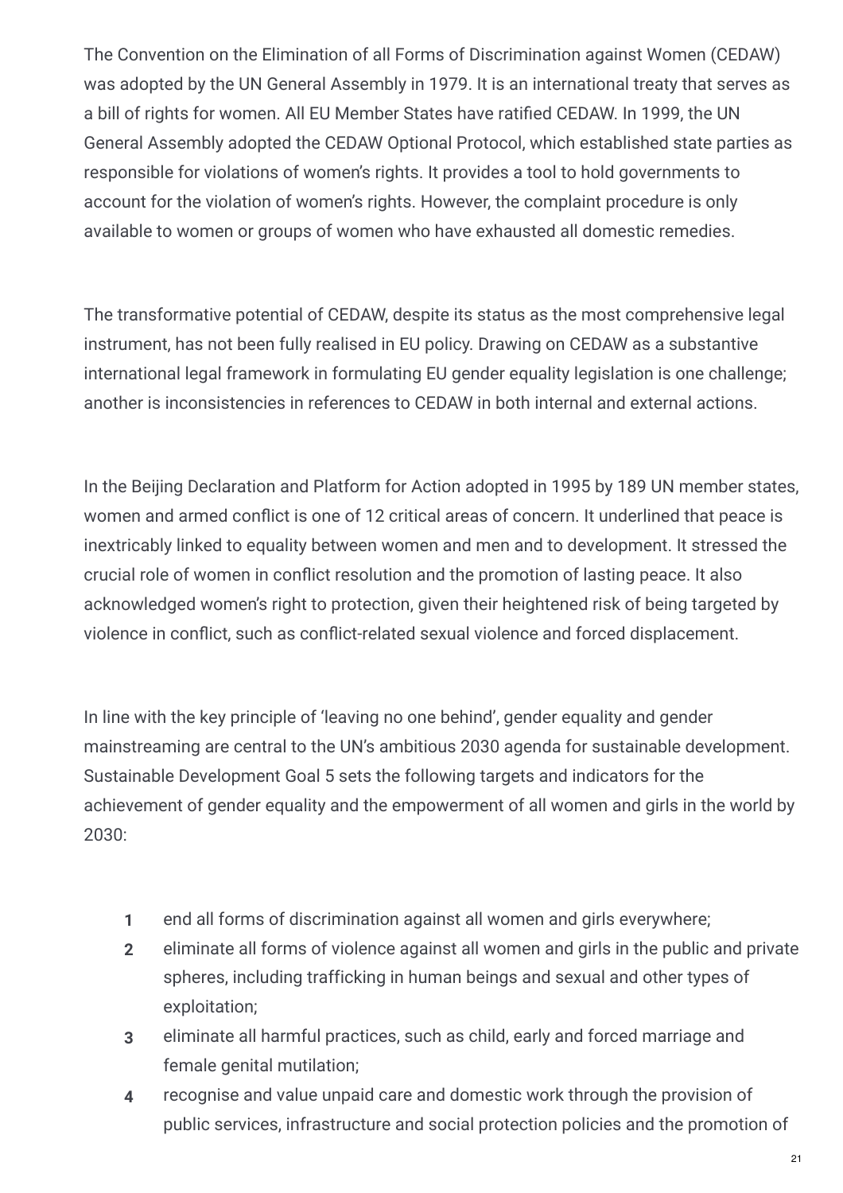The Convention on the Elimination of all Forms of Discrimination against Women (CEDAW) was adopted by the UN General Assembly in 1979. It is an international treaty that serves as a bill of rights for women. All EU Member States have ratified CEDAW. In 1999, the UN General Assembly adopted the CEDAW Optional Protocol, which established state parties as responsible for violations of women's rights. It provides a tool to hold governments to account for the violation of women's rights. However, the complaint procedure is only available to women or groups of women who have exhausted all domestic remedies.

The transformative potential of CEDAW, despite its status as the most comprehensive legal instrument, has not been fully realised in EU policy. Drawing on CEDAW as a substantive international legal framework in formulating EU gender equality legislation is one challenge; another is inconsistencies in references to CEDAW in both internal and external actions.

In the Beijing Declaration and Platform for Action adopted in 1995 by 189 UN member states, women and armed conflict is one of 12 critical areas of concern. It underlined that peace is inextricably linked to equality between women and men and to development. It stressed the crucial role of women in conflict resolution and the promotion of lasting peace. It also acknowledged women's right to protection, given their heightened risk of being targeted by violence in conflict, such as conflict-related sexual violence and forced displacement.

In line with the key principle of 'leaving no one behind', gender equality and gender mainstreaming are central to the UN's ambitious 2030 agenda for sustainable development. Sustainable Development Goal 5 sets the following targets and indicators for the achievement of gender equality and the empowerment of all women and girls in the world by 2030:

1. end all forms of discrimination against all women and girls everywhere;
2. eliminate all forms of violence against all women and girls in the public and private spheres, including trafficking in human beings and sexual and other types of exploitation;
3. eliminate all harmful practices, such as child, early and forced marriage and female genital mutilation;
4. recognise and value unpaid care and domestic work through the provision of public services, infrastructure and social protection policies and the promotion of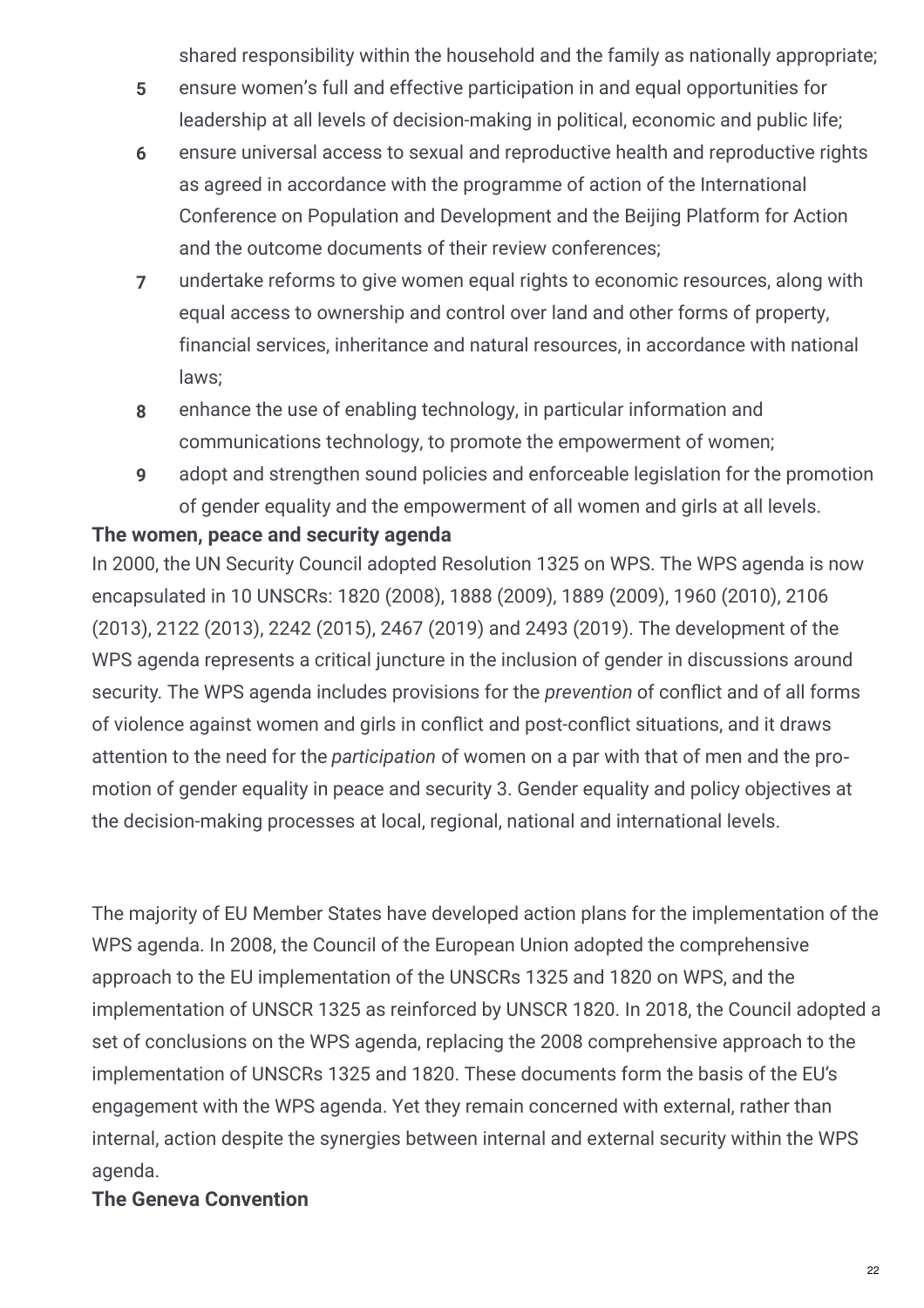shared responsibility within the household and the family as nationally appropriate;

5. ensure women's full and effective participation in and equal opportunities for leadership at all levels of decision-making in political, economic and public life;
6. ensure universal access to sexual and reproductive health and reproductive rights as agreed in accordance with the programme of action of the International Conference on Population and Development and the Beijing Platform for Action and the outcome documents of their review conferences;
7. undertake reforms to give women equal rights to economic resources, along with equal access to ownership and control over land and other forms of property, financial services, inheritance and natural resources, in accordance with national laws;
8. enhance the use of enabling technology, in particular information and communications technology, to promote the empowerment of women;
9. adopt and strengthen sound policies and enforceable legislation for the promotion of gender equality and the empowerment of all women and girls at all levels.

**The women, peace and security agenda**

In 2000, the UN Security Council adopted Resolution 1325 on WPS. The WPS agenda is now encapsulated in 10 UNSCRs: 1820 (2008), 1888 (2009), 1889 (2009), 1960 (2010), 2106 (2013), 2122 (2013), 2242 (2015), 2467 (2019) and 2493 (2019). The development of the WPS agenda represents a critical juncture in the inclusion of gender in discussions around security. The WPS agenda includes provisions for the *prevention* of conflict and of all forms of violence against women and girls in conflict and post-conflict situations, and it draws attention to the need for the *participation* of women on a par with that of men and the promotion of gender equality in peace and security 3. Gender equality and policy objectives at the decision-making processes at local, regional, national and international levels.

The majority of EU Member States have developed action plans for the implementation of the WPS agenda. In 2008, the Council of the European Union adopted the comprehensive approach to the EU implementation of the UNSCRs 1325 and 1820 on WPS, and the implementation of UNSCR 1325 as reinforced by UNSCR 1820. In 2018, the Council adopted a set of conclusions on the WPS agenda, replacing the 2008 comprehensive approach to the implementation of UNSCRs 1325 and 1820. These documents form the basis of the EU's engagement with the WPS agenda. Yet they remain concerned with external, rather than internal, action despite the synergies between internal and external security within the WPS agenda.

**The Geneva Convention**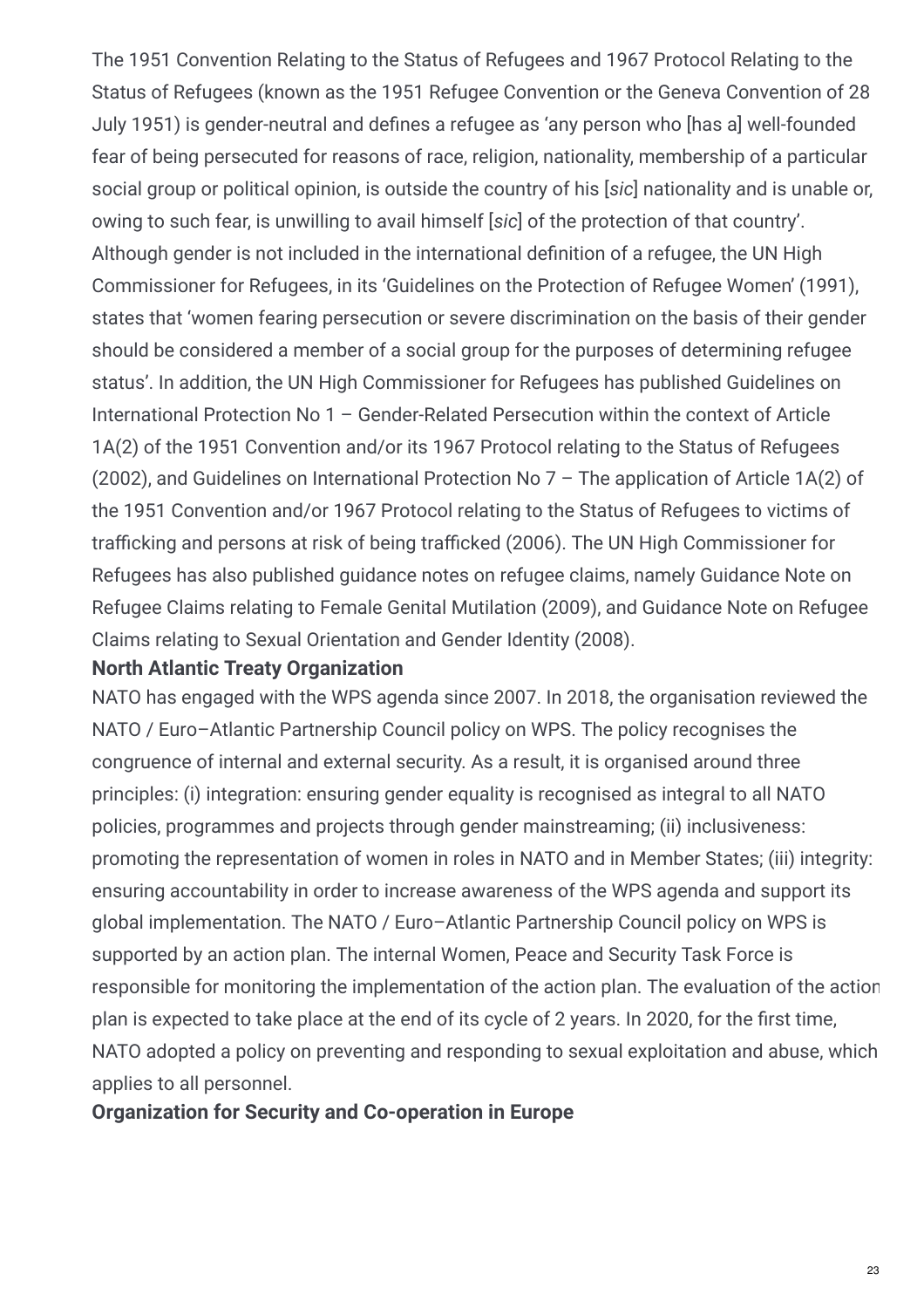The 1951 Convention Relating to the Status of Refugees and 1967 Protocol Relating to the Status of Refugees (known as the 1951 Refugee Convention or the Geneva Convention of 28 July 1951) is gender-neutral and defines a refugee as 'any person who [has a] well-founded fear of being persecuted for reasons of race, religion, nationality, membership of a particular social group or political opinion, is outside the country of his [*sic*] nationality and is unable or, owing to such fear, is unwilling to avail himself [*sic*] of the protection of that country'. Although gender is not included in the international definition of a refugee, the UN High Commissioner for Refugees, in its 'Guidelines on the Protection of Refugee Women' (1991), states that 'women fearing persecution or severe discrimination on the basis of their gender should be considered a member of a social group for the purposes of determining refugee status'. In addition, the UN High Commissioner for Refugees has published Guidelines on International Protection No 1 – Gender-Related Persecution within the context of Article 1A(2) of the 1951 Convention and/or its 1967 Protocol relating to the Status of Refugees (2002), and Guidelines on International Protection No 7 – The application of Article 1A(2) of the 1951 Convention and/or 1967 Protocol relating to the Status of Refugees to victims of trafficking and persons at risk of being trafficked (2006). The UN High Commissioner for Refugees has also published guidance notes on refugee claims, namely Guidance Note on Refugee Claims relating to Female Genital Mutilation (2009), and Guidance Note on Refugee Claims relating to Sexual Orientation and Gender Identity (2008).

**North Atlantic Treaty Organization**

NATO has engaged with the WPS agenda since 2007. In 2018, the organisation reviewed the NATO / Euro–Atlantic Partnership Council policy on WPS. The policy recognises the congruence of internal and external security. As a result, it is organised around three principles: (i) integration: ensuring gender equality is recognised as integral to all NATO policies, programmes and projects through gender mainstreaming; (ii) inclusiveness: promoting the representation of women in roles in NATO and in Member States; (iii) integrity: ensuring accountability in order to increase awareness of the WPS agenda and support its global implementation. The NATO / Euro–Atlantic Partnership Council policy on WPS is supported by an action plan. The internal Women, Peace and Security Task Force is responsible for monitoring the implementation of the action plan. The evaluation of the action plan is expected to take place at the end of its cycle of 2 years. In 2020, for the first time, NATO adopted a policy on preventing and responding to sexual exploitation and abuse, which applies to all personnel.

**Organization for Security and Co-operation in Europe**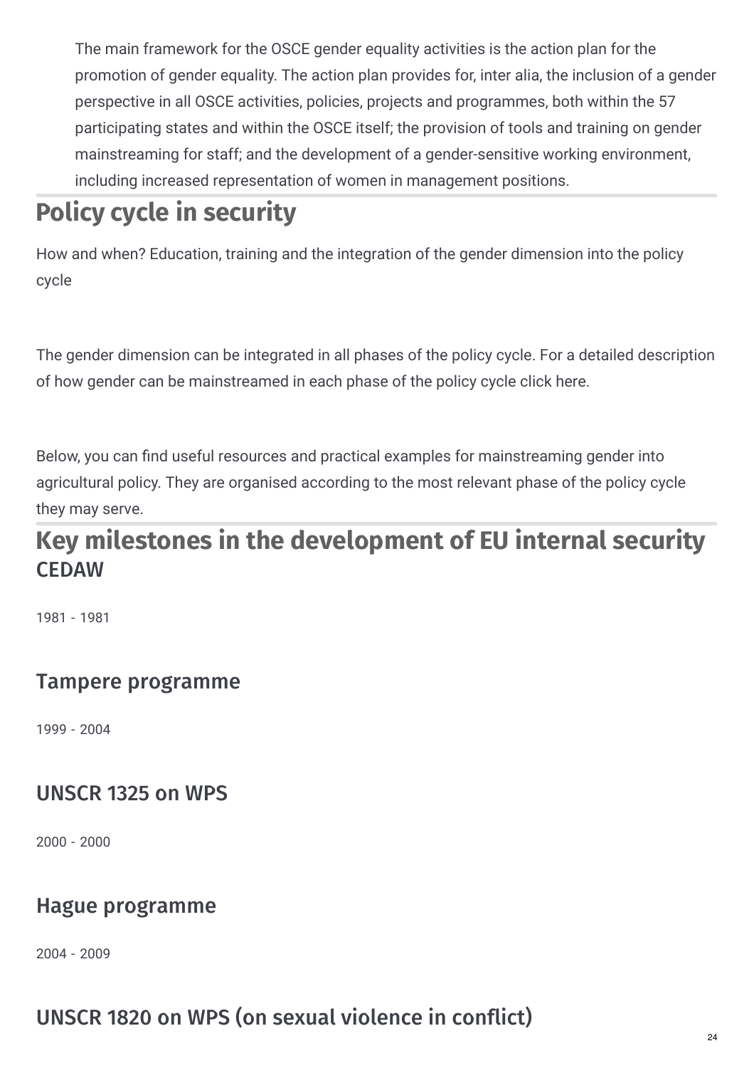The main framework for the OSCE gender equality activities is the action plan for the promotion of gender equality. The action plan provides for, inter alia, the inclusion of a gender perspective in all OSCE activities, policies, projects and programmes, both within the 57 participating states and within the OSCE itself; the provision of tools and training on gender mainstreaming for staff; and the development of a gender-sensitive working environment, including increased representation of women in management positions.

# Policy cycle in security

How and when? Education, training and the integration of the gender dimension into the policy cycle

The gender dimension can be integrated in all phases of the policy cycle. For a detailed description of how gender can be mainstreamed in each phase of the policy cycle click here.

Below, you can find useful resources and practical examples for mainstreaming gender into agricultural policy. They are organised according to the most relevant phase of the policy cycle they may serve.

# Key milestones in the development of EU internal security

## CEDAW

1981 - 1981

## Tampere programme

1999 - 2004

## UNSCR 1325 on WPS

2000 - 2000

## Hague programme

2004 - 2009

## UNSCR 1820 on WPS (on sexual violence in conflict)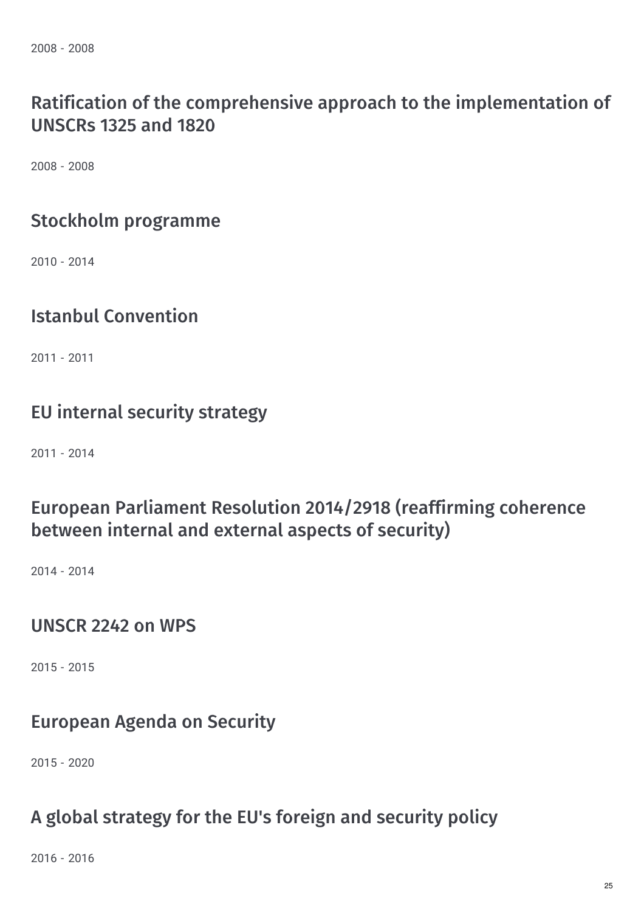2008 - 2008

## Ratification of the comprehensive approach to the implementation of UNSCRs 1325 and 1820

2008 - 2008

## Stockholm programme

2010 - 2014

## Istanbul Convention

2011 - 2011

## EU internal security strategy

2011 - 2014

## European Parliament Resolution 2014/2918 (reaffirming coherence between internal and external aspects of security)

2014 - 2014

## UNSCR 2242 on WPS

2015 - 2015

## European Agenda on Security

2015 - 2020

## A global strategy for the EU's foreign and security policy

2016 - 2016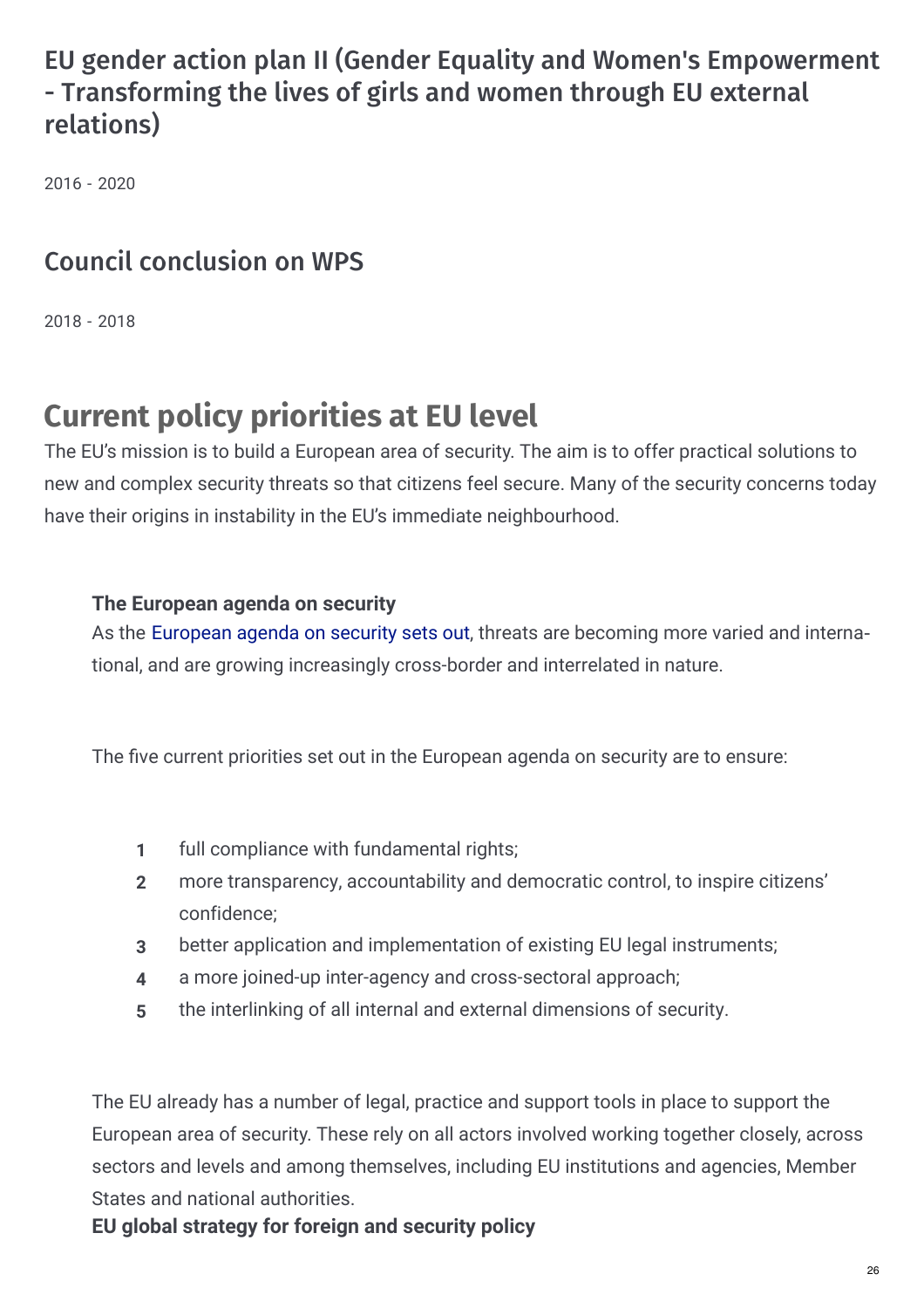## EU gender action plan II (Gender Equality and Women's Empowerment - Transforming the lives of girls and women through EU external relations)

2016 - 2020

## Council conclusion on WPS

2018 - 2018

# Current policy priorities at EU level

The EU's mission is to build a European area of security. The aim is to offer practical solutions to new and complex security threats so that citizens feel secure. Many of the security concerns today have their origins in instability in the EU's immediate neighbourhood.

**The European agenda on security**

As the European agenda on security sets out, threats are becoming more varied and international, and are growing increasingly cross-border and interrelated in nature.

The five current priorities set out in the European agenda on security are to ensure:

1. full compliance with fundamental rights;
2. more transparency, accountability and democratic control, to inspire citizens' confidence;
3. better application and implementation of existing EU legal instruments;
4. a more joined-up inter-agency and cross-sectoral approach;
5. the interlinking of all internal and external dimensions of security.

The EU already has a number of legal, practice and support tools in place to support the European area of security. These rely on all actors involved working together closely, across sectors and levels and among themselves, including EU institutions and agencies, Member States and national authorities.

**EU global strategy for foreign and security policy**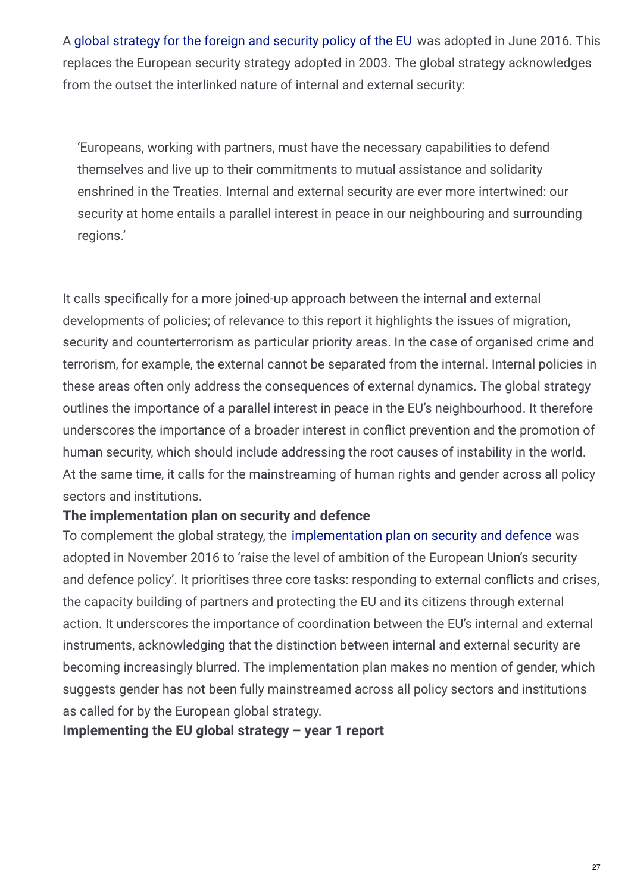A global strategy for the foreign and security policy of the EU was adopted in June 2016. This replaces the European security strategy adopted in 2003. The global strategy acknowledges from the outset the interlinked nature of internal and external security:

> 'Europeans, working with partners, must have the necessary capabilities to defend themselves and live up to their commitments to mutual assistance and solidarity enshrined in the Treaties. Internal and external security are ever more intertwined: our security at home entails a parallel interest in peace in our neighbouring and surrounding regions.'

It calls specifically for a more joined-up approach between the internal and external developments of policies; of relevance to this report it highlights the issues of migration, security and counterterrorism as particular priority areas. In the case of organised crime and terrorism, for example, the external cannot be separated from the internal. Internal policies in these areas often only address the consequences of external dynamics. The global strategy outlines the importance of a parallel interest in peace in the EU's neighbourhood. It therefore underscores the importance of a broader interest in conflict prevention and the promotion of human security, which should include addressing the root causes of instability in the world. At the same time, it calls for the mainstreaming of human rights and gender across all policy sectors and institutions.

**The implementation plan on security and defence**

To complement the global strategy, the implementation plan on security and defence was adopted in November 2016 to 'raise the level of ambition of the European Union's security and defence policy'. It prioritises three core tasks: responding to external conflicts and crises, the capacity building of partners and protecting the EU and its citizens through external action. It underscores the importance of coordination between the EU's internal and external instruments, acknowledging that the distinction between internal and external security are becoming increasingly blurred. The implementation plan makes no mention of gender, which suggests gender has not been fully mainstreamed across all policy sectors and institutions as called for by the European global strategy.

**Implementing the EU global strategy – year 1 report**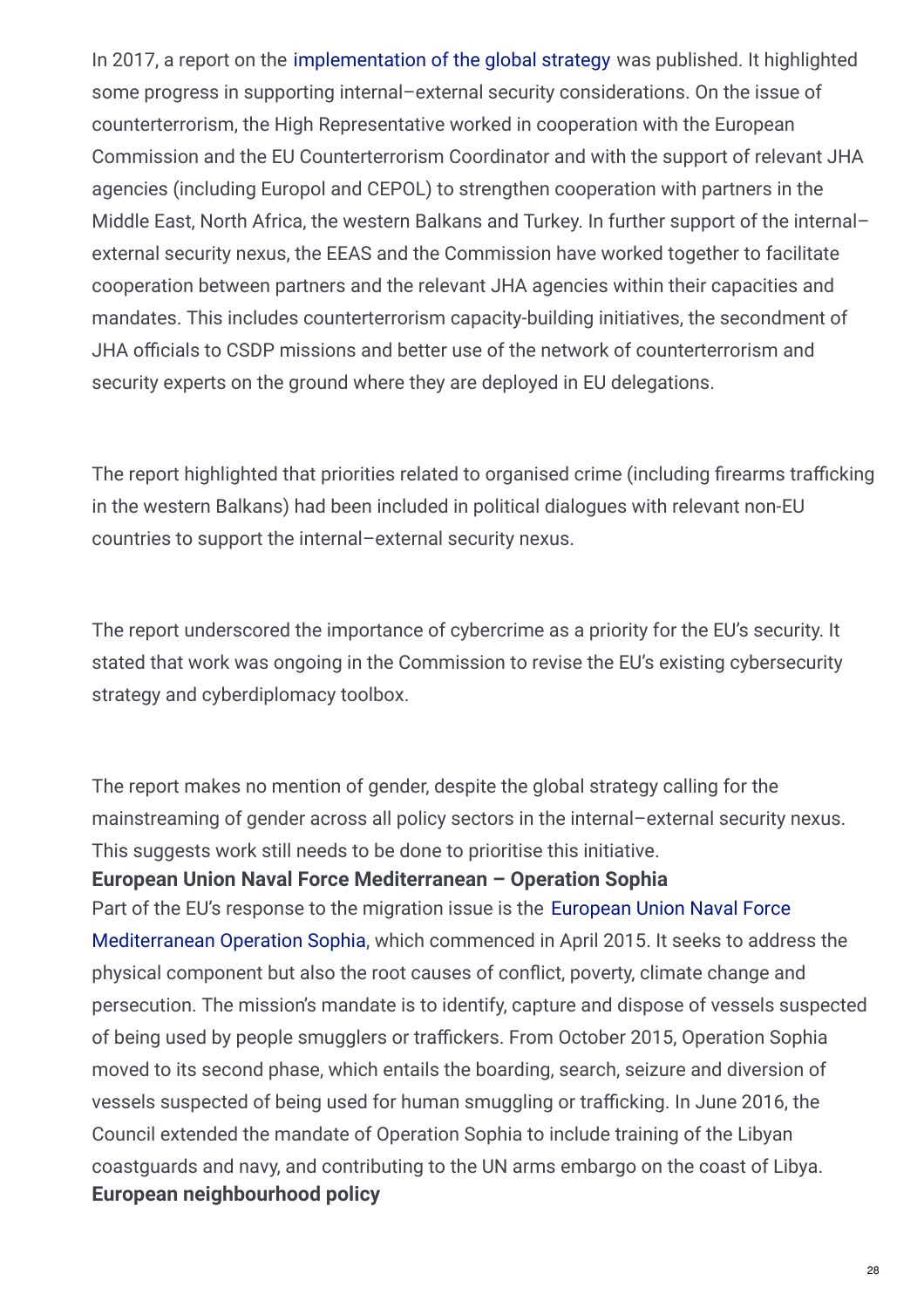In 2017, a report on the implementation of the global strategy was published. It highlighted some progress in supporting internal–external security considerations. On the issue of counterterrorism, the High Representative worked in cooperation with the European Commission and the EU Counterterrorism Coordinator and with the support of relevant JHA agencies (including Europol and CEPOL) to strengthen cooperation with partners in the Middle East, North Africa, the western Balkans and Turkey. In further support of the internal–external security nexus, the EEAS and the Commission have worked together to facilitate cooperation between partners and the relevant JHA agencies within their capacities and mandates. This includes counterterrorism capacity-building initiatives, the secondment of JHA officials to CSDP missions and better use of the network of counterterrorism and security experts on the ground where they are deployed in EU delegations.

The report highlighted that priorities related to organised crime (including firearms trafficking in the western Balkans) had been included in political dialogues with relevant non-EU countries to support the internal–external security nexus.

The report underscored the importance of cybercrime as a priority for the EU's security. It stated that work was ongoing in the Commission to revise the EU's existing cybersecurity strategy and cyberdiplomacy toolbox.

The report makes no mention of gender, despite the global strategy calling for the mainstreaming of gender across all policy sectors in the internal–external security nexus. This suggests work still needs to be done to prioritise this initiative.

**European Union Naval Force Mediterranean – Operation Sophia**

Part of the EU's response to the migration issue is the European Union Naval Force Mediterranean Operation Sophia, which commenced in April 2015. It seeks to address the physical component but also the root causes of conflict, poverty, climate change and persecution. The mission's mandate is to identify, capture and dispose of vessels suspected of being used by people smugglers or traffickers. From October 2015, Operation Sophia moved to its second phase, which entails the boarding, search, seizure and diversion of vessels suspected of being used for human smuggling or trafficking. In June 2016, the Council extended the mandate of Operation Sophia to include training of the Libyan coastguards and navy, and contributing to the UN arms embargo on the coast of Libya.

**European neighbourhood policy**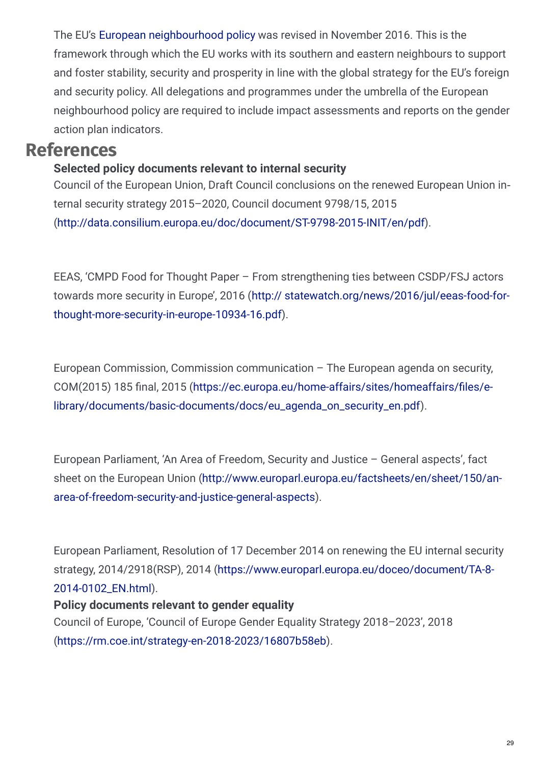The EU's European neighbourhood policy was revised in November 2016. This is the framework through which the EU works with its southern and eastern neighbours to support and foster stability, security and prosperity in line with the global strategy for the EU's foreign and security policy. All delegations and programmes under the umbrella of the European neighbourhood policy are required to include impact assessments and reports on the gender action plan indicators.

# References

**Selected policy documents relevant to internal security**

Council of the European Union, Draft Council conclusions on the renewed European Union internal security strategy 2015–2020, Council document 9798/15, 2015 (http://data.consilium.europa.eu/doc/document/ST-9798-2015-INIT/en/pdf).

EEAS, 'CMPD Food for Thought Paper – From strengthening ties between CSDP/FSJ actors towards more security in Europe', 2016 (http:// statewatch.org/news/2016/jul/eeas-food-for-thought-more-security-in-europe-10934-16.pdf).

European Commission, Commission communication – The European agenda on security, COM(2015) 185 final, 2015 (https://ec.europa.eu/home-affairs/sites/homeaffairs/files/e-library/documents/basic-documents/docs/eu_agenda_on_security_en.pdf).

European Parliament, 'An Area of Freedom, Security and Justice – General aspects', fact sheet on the European Union (http://www.europarl.europa.eu/factsheets/en/sheet/150/an-area-of-freedom-security-and-justice-general-aspects).

European Parliament, Resolution of 17 December 2014 on renewing the EU internal security strategy, 2014/2918(RSP), 2014 (https://www.europarl.europa.eu/doceo/document/TA-8-2014-0102_EN.html).

**Policy documents relevant to gender equality**

Council of Europe, 'Council of Europe Gender Equality Strategy 2018–2023', 2018 (https://rm.coe.int/strategy-en-2018-2023/16807b58eb).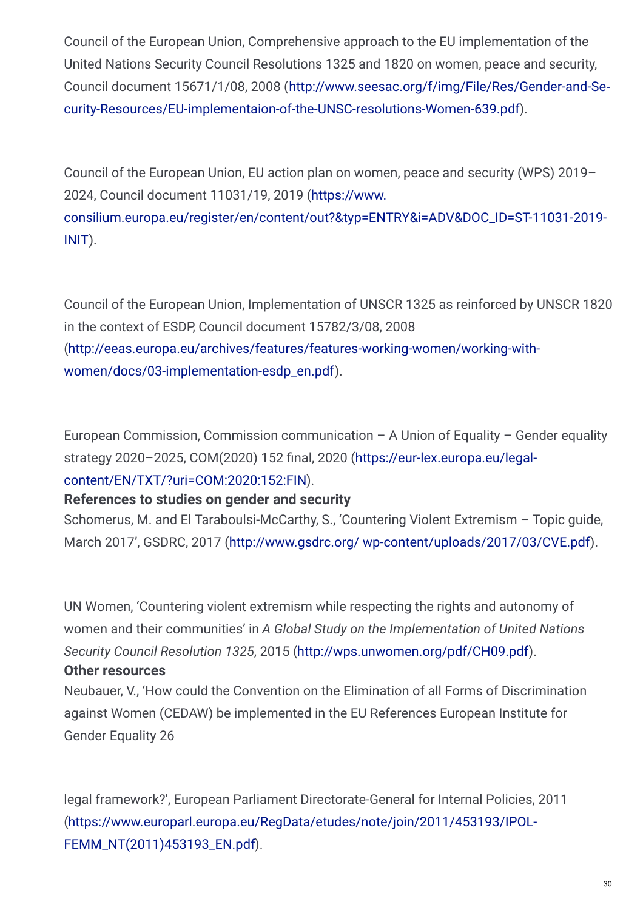Council of the European Union, Comprehensive approach to the EU implementation of the United Nations Security Council Resolutions 1325 and 1820 on women, peace and security, Council document 15671/1/08, 2008 (http://www.seesac.org/f/img/File/Res/Gender-and-Security-Resources/EU-implementaion-of-the-UNSC-resolutions-Women-639.pdf).

Council of the European Union, EU action plan on women, peace and security (WPS) 2019–2024, Council document 11031/19, 2019 (https://www.consilium.europa.eu/register/en/content/out?&typ=ENTRY&i=ADV&DOC_ID=ST-11031-2019-INIT).

Council of the European Union, Implementation of UNSCR 1325 as reinforced by UNSCR 1820 in the context of ESDP, Council document 15782/3/08, 2008 (http://eeas.europa.eu/archives/features/features-working-women/working-with-women/docs/03-implementation-esdp_en.pdf).

European Commission, Commission communication – A Union of Equality – Gender equality strategy 2020–2025, COM(2020) 152 final, 2020 (https://eur-lex.europa.eu/legal-content/EN/TXT/?uri=COM:2020:152:FIN).

**References to studies on gender and security**

Schomerus, M. and El Taraboulsi-McCarthy, S., 'Countering Violent Extremism – Topic guide, March 2017', GSDRC, 2017 (http://www.gsdrc.org/ wp-content/uploads/2017/03/CVE.pdf).

UN Women, 'Countering violent extremism while respecting the rights and autonomy of women and their communities' in *A Global Study on the Implementation of United Nations Security Council Resolution 1325*, 2015 (http://wps.unwomen.org/pdf/CH09.pdf).

**Other resources**

Neubauer, V., 'How could the Convention on the Elimination of all Forms of Discrimination against Women (CEDAW) be implemented in the EU References European Institute for Gender Equality 26

legal framework?', European Parliament Directorate-General for Internal Policies, 2011 (https://www.europarl.europa.eu/RegData/etudes/note/join/2011/453193/IPOL-FEMM_NT(2011)453193_EN.pdf).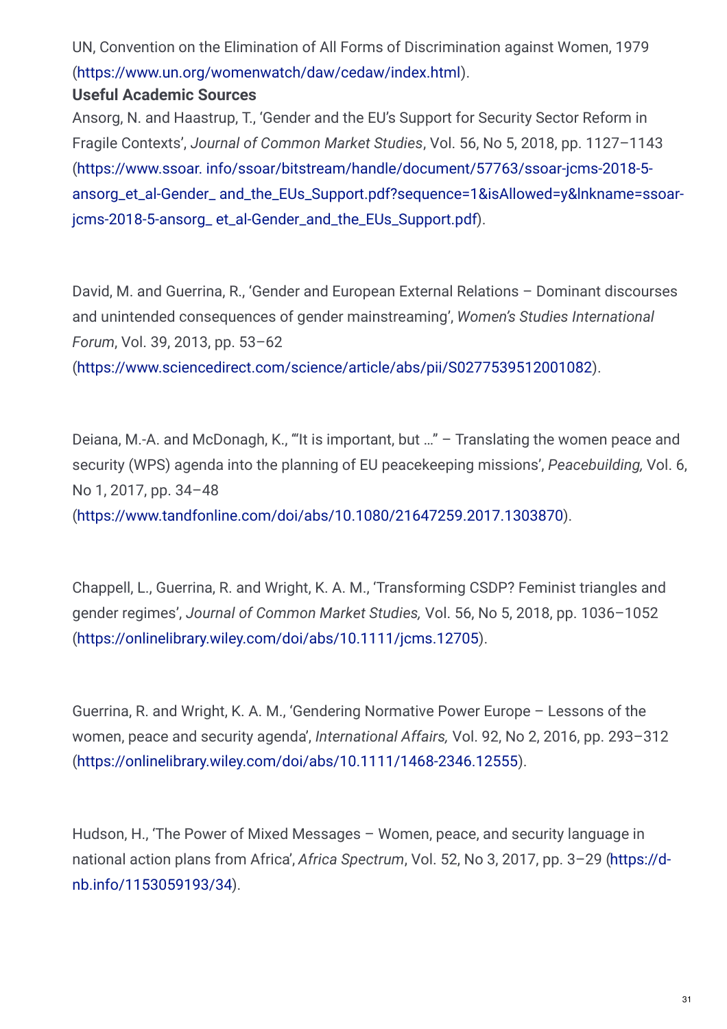UN, Convention on the Elimination of All Forms of Discrimination against Women, 1979 (https://www.un.org/womenwatch/daw/cedaw/index.html).

**Useful Academic Sources**

Ansorg, N. and Haastrup, T., 'Gender and the EU's Support for Security Sector Reform in Fragile Contexts', *Journal of Common Market Studies*, Vol. 56, No 5, 2018, pp. 1127–1143 (https://www.ssoar. info/ssoar/bitstream/handle/document/57763/ssoar-jcms-2018-5-ansorg_et_al-Gender_ and_the_EUs_Support.pdf?sequence=1&isAllowed=y&lnkname=ssoar-jcms-2018-5-ansorg_ et_al-Gender_and_the_EUs_Support.pdf).

David, M. and Guerrina, R., 'Gender and European External Relations – Dominant discourses and unintended consequences of gender mainstreaming', *Women's Studies International Forum*, Vol. 39, 2013, pp. 53–62 (https://www.sciencedirect.com/science/article/abs/pii/S0277539512001082).

Deiana, M.-A. and McDonagh, K., '"It is important, but …" – Translating the women peace and security (WPS) agenda into the planning of EU peacekeeping missions', *Peacebuilding,* Vol. 6, No 1, 2017, pp. 34–48 (https://www.tandfonline.com/doi/abs/10.1080/21647259.2017.1303870).

Chappell, L., Guerrina, R. and Wright, K. A. M., 'Transforming CSDP? Feminist triangles and gender regimes', *Journal of Common Market Studies,* Vol. 56, No 5, 2018, pp. 1036–1052 (https://onlinelibrary.wiley.com/doi/abs/10.1111/jcms.12705).

Guerrina, R. and Wright, K. A. M., 'Gendering Normative Power Europe – Lessons of the women, peace and security agenda', *International Affairs,* Vol. 92, No 2, 2016, pp. 293–312 (https://onlinelibrary.wiley.com/doi/abs/10.1111/1468-2346.12555).

Hudson, H., 'The Power of Mixed Messages – Women, peace, and security language in national action plans from Africa', *Africa Spectrum*, Vol. 52, No 3, 2017, pp. 3–29 (https://d-nb.info/1153059193/34).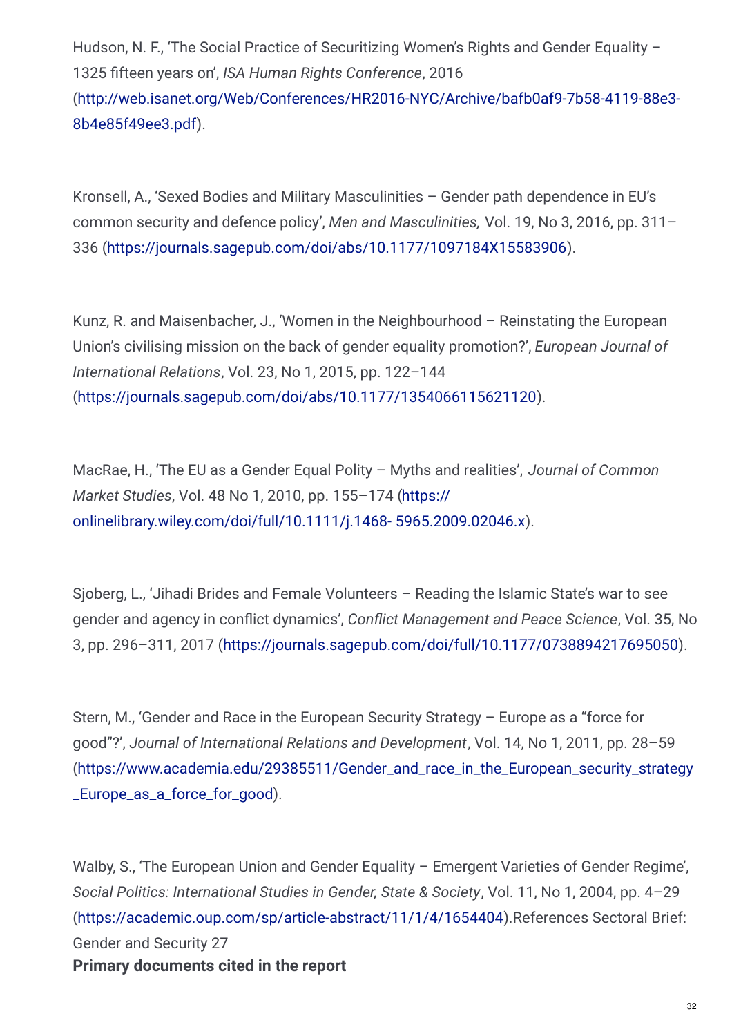Hudson, N. F., 'The Social Practice of Securitizing Women's Rights and Gender Equality – 1325 fifteen years on', *ISA Human Rights Conference*, 2016 (http://web.isanet.org/Web/Conferences/HR2016-NYC/Archive/bafb0af9-7b58-4119-88e3-8b4e85f49ee3.pdf).

Kronsell, A., 'Sexed Bodies and Military Masculinities – Gender path dependence in EU's common security and defence policy', *Men and Masculinities,* Vol. 19, No 3, 2016, pp. 311–336 (https://journals.sagepub.com/doi/abs/10.1177/1097184X15583906).

Kunz, R. and Maisenbacher, J., 'Women in the Neighbourhood – Reinstating the European Union's civilising mission on the back of gender equality promotion?', *European Journal of International Relations*, Vol. 23, No 1, 2015, pp. 122–144 (https://journals.sagepub.com/doi/abs/10.1177/1354066115621120).

MacRae, H., 'The EU as a Gender Equal Polity – Myths and realities', *Journal of Common Market Studies*, Vol. 48 No 1, 2010, pp. 155–174 (https://onlinelibrary.wiley.com/doi/full/10.1111/j.1468- 5965.2009.02046.x).

Sjoberg, L., 'Jihadi Brides and Female Volunteers – Reading the Islamic State's war to see gender and agency in conflict dynamics', *Conflict Management and Peace Science*, Vol. 35, No 3, pp. 296–311, 2017 (https://journals.sagepub.com/doi/full/10.1177/0738894217695050).

Stern, M., 'Gender and Race in the European Security Strategy – Europe as a "force for good"?', *Journal of International Relations and Development*, Vol. 14, No 1, 2011, pp. 28–59 (https://www.academia.edu/29385511/Gender_and_race_in_the_European_security_strategy_Europe_as_a_force_for_good).

Walby, S., 'The European Union and Gender Equality – Emergent Varieties of Gender Regime', *Social Politics: International Studies in Gender, State & Society*, Vol. 11, No 1, 2004, pp. 4–29 (https://academic.oup.com/sp/article-abstract/11/1/4/1654404).References Sectoral Brief: Gender and Security 27

**Primary documents cited in the report**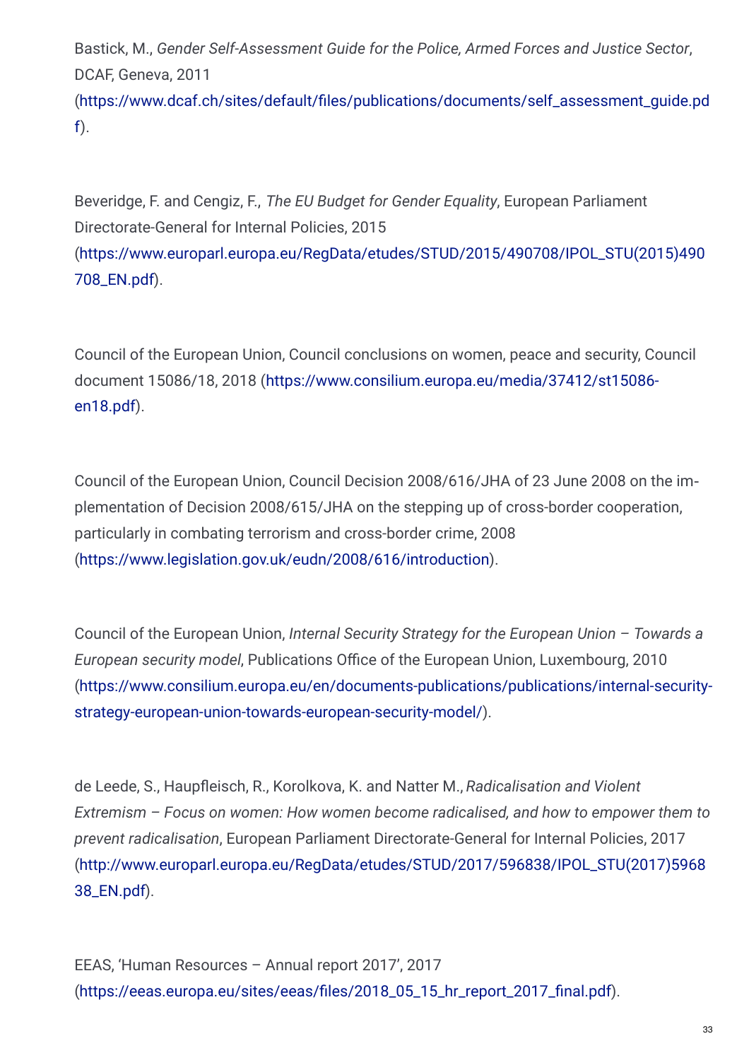Bastick, M., *Gender Self-Assessment Guide for the Police, Armed Forces and Justice Sector*, DCAF, Geneva, 2011 (https://www.dcaf.ch/sites/default/files/publications/documents/self_assessment_guide.pdf).

Beveridge, F. and Cengiz, F., *The EU Budget for Gender Equality*, European Parliament Directorate-General for Internal Policies, 2015 (https://www.europarl.europa.eu/RegData/etudes/STUD/2015/490708/IPOL_STU(2015)490708_EN.pdf).

Council of the European Union, Council conclusions on women, peace and security, Council document 15086/18, 2018 (https://www.consilium.europa.eu/media/37412/st15086-en18.pdf).

Council of the European Union, Council Decision 2008/616/JHA of 23 June 2008 on the implementation of Decision 2008/615/JHA on the stepping up of cross-border cooperation, particularly in combating terrorism and cross-border crime, 2008 (https://www.legislation.gov.uk/eudn/2008/616/introduction).

Council of the European Union, *Internal Security Strategy for the European Union – Towards a European security model*, Publications Office of the European Union, Luxembourg, 2010 (https://www.consilium.europa.eu/en/documents-publications/publications/internal-security-strategy-european-union-towards-european-security-model/).

de Leede, S., Haupfleisch, R., Korolkova, K. and Natter M., *Radicalisation and Violent Extremism – Focus on women: How women become radicalised, and how to empower them to prevent radicalisation*, European Parliament Directorate-General for Internal Policies, 2017 (http://www.europarl.europa.eu/RegData/etudes/STUD/2017/596838/IPOL_STU(2017)596838_EN.pdf).

EEAS, 'Human Resources – Annual report 2017', 2017 (https://eeas.europa.eu/sites/eeas/files/2018_05_15_hr_report_2017_final.pdf).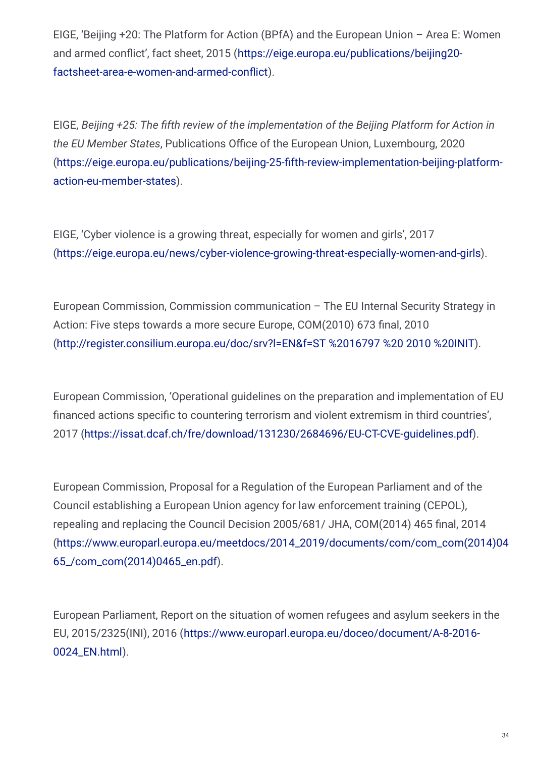EIGE, 'Beijing +20: The Platform for Action (BPfA) and the European Union – Area E: Women and armed conflict', fact sheet, 2015 (https://eige.europa.eu/publications/beijing20-factsheet-area-e-women-and-armed-conflict).

EIGE, *Beijing +25: The fifth review of the implementation of the Beijing Platform for Action in the EU Member States*, Publications Office of the European Union, Luxembourg, 2020 (https://eige.europa.eu/publications/beijing-25-fifth-review-implementation-beijing-platform-action-eu-member-states).

EIGE, 'Cyber violence is a growing threat, especially for women and girls', 2017 (https://eige.europa.eu/news/cyber-violence-growing-threat-especially-women-and-girls).

European Commission, Commission communication – The EU Internal Security Strategy in Action: Five steps towards a more secure Europe, COM(2010) 673 final, 2010 (http://register.consilium.europa.eu/doc/srv?l=EN&f=ST %2016797 %20 2010 %20INIT).

European Commission, 'Operational guidelines on the preparation and implementation of EU financed actions specific to countering terrorism and violent extremism in third countries', 2017 (https://issat.dcaf.ch/fre/download/131230/2684696/EU-CT-CVE-guidelines.pdf).

European Commission, Proposal for a Regulation of the European Parliament and of the Council establishing a European Union agency for law enforcement training (CEPOL), repealing and replacing the Council Decision 2005/681/ JHA, COM(2014) 465 final, 2014 (https://www.europarl.europa.eu/meetdocs/2014_2019/documents/com/com_com(2014)0465_/com_com(2014)0465_en.pdf).

European Parliament, Report on the situation of women refugees and asylum seekers in the EU, 2015/2325(INI), 2016 (https://www.europarl.europa.eu/doceo/document/A-8-2016-0024_EN.html).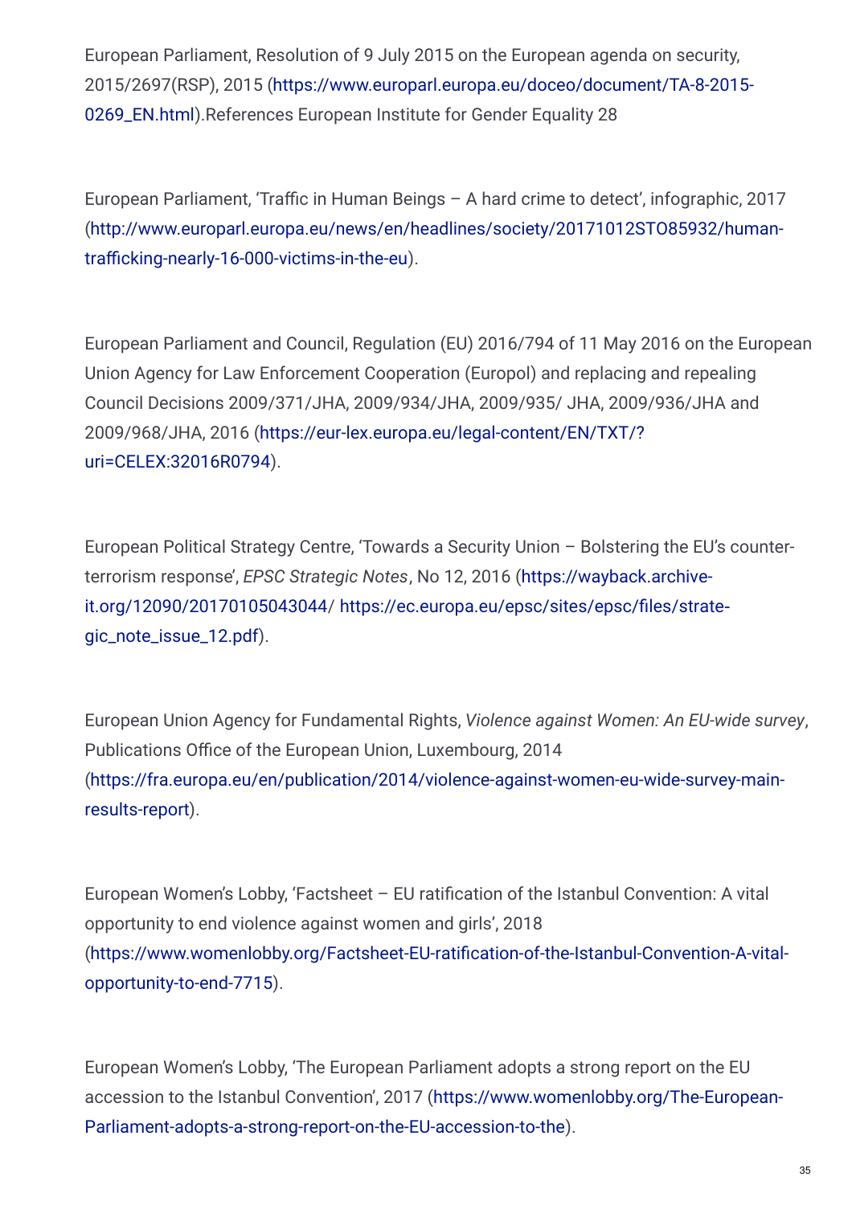European Parliament, Resolution of 9 July 2015 on the European agenda on security, 2015/2697(RSP), 2015 (https://www.europarl.europa.eu/doceo/document/TA-8-2015-0269_EN.html).References European Institute for Gender Equality 28

European Parliament, 'Traffic in Human Beings – A hard crime to detect', infographic, 2017 (http://www.europarl.europa.eu/news/en/headlines/society/20171012STO85932/human-trafficking-nearly-16-000-victims-in-the-eu).

European Parliament and Council, Regulation (EU) 2016/794 of 11 May 2016 on the European Union Agency for Law Enforcement Cooperation (Europol) and replacing and repealing Council Decisions 2009/371/JHA, 2009/934/JHA, 2009/935/ JHA, 2009/936/JHA and 2009/968/JHA, 2016 (https://eur-lex.europa.eu/legal-content/EN/TXT/?uri=CELEX:32016R0794).

European Political Strategy Centre, 'Towards a Security Union – Bolstering the EU's counter-terrorism response', *EPSC Strategic Notes*, No 12, 2016 (https://wayback.archive-it.org/12090/20170105043044/ https://ec.europa.eu/epsc/sites/epsc/files/strategic_note_issue_12.pdf).

European Union Agency for Fundamental Rights, *Violence against Women: An EU-wide survey*, Publications Office of the European Union, Luxembourg, 2014 (https://fra.europa.eu/en/publication/2014/violence-against-women-eu-wide-survey-main-results-report).

European Women's Lobby, 'Factsheet – EU ratification of the Istanbul Convention: A vital opportunity to end violence against women and girls', 2018 (https://www.womenlobby.org/Factsheet-EU-ratification-of-the-Istanbul-Convention-A-vital-opportunity-to-end-7715).

European Women's Lobby, 'The European Parliament adopts a strong report on the EU accession to the Istanbul Convention', 2017 (https://www.womenlobby.org/The-European-Parliament-adopts-a-strong-report-on-the-EU-accession-to-the).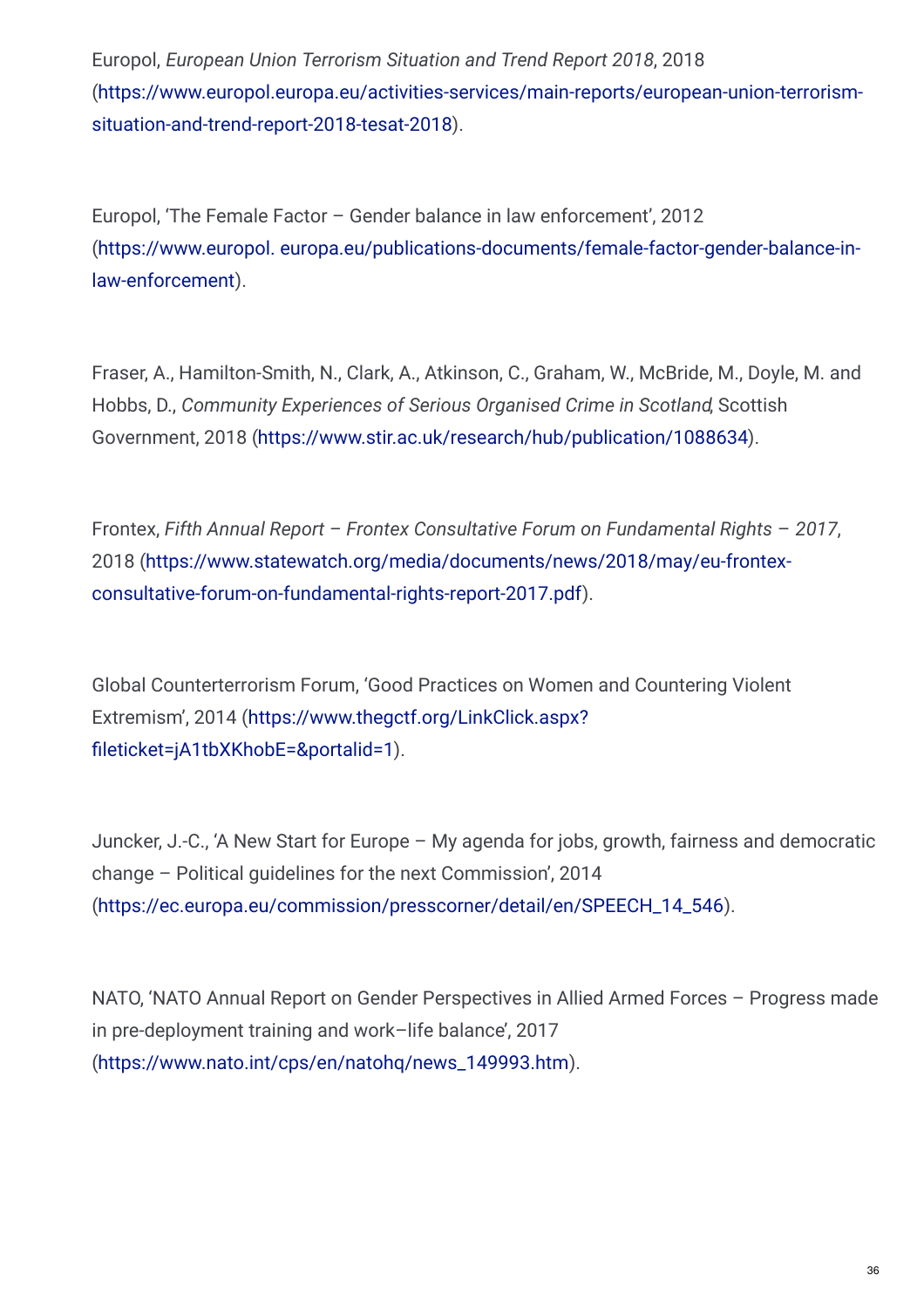Europol, *European Union Terrorism Situation and Trend Report 2018*, 2018 (https://www.europol.europa.eu/activities-services/main-reports/european-union-terrorism-situation-and-trend-report-2018-tesat-2018).

Europol, 'The Female Factor – Gender balance in law enforcement', 2012 (https://www.europol. europa.eu/publications-documents/female-factor-gender-balance-in-law-enforcement).

Fraser, A., Hamilton-Smith, N., Clark, A., Atkinson, C., Graham, W., McBride, M., Doyle, M. and Hobbs, D., *Community Experiences of Serious Organised Crime in Scotland*, Scottish Government, 2018 (https://www.stir.ac.uk/research/hub/publication/1088634).

Frontex, *Fifth Annual Report – Frontex Consultative Forum on Fundamental Rights – 2017*, 2018 (https://www.statewatch.org/media/documents/news/2018/may/eu-frontex-consultative-forum-on-fundamental-rights-report-2017.pdf).

Global Counterterrorism Forum, 'Good Practices on Women and Countering Violent Extremism', 2014 (https://www.thegctf.org/LinkClick.aspx?fileticket=jA1tbXKhobE=&portalid=1).

Juncker, J.-C., 'A New Start for Europe – My agenda for jobs, growth, fairness and democratic change – Political guidelines for the next Commission', 2014 (https://ec.europa.eu/commission/presscorner/detail/en/SPEECH_14_546).

NATO, 'NATO Annual Report on Gender Perspectives in Allied Armed Forces – Progress made in pre-deployment training and work–life balance', 2017 (https://www.nato.int/cps/en/natohq/news_149993.htm).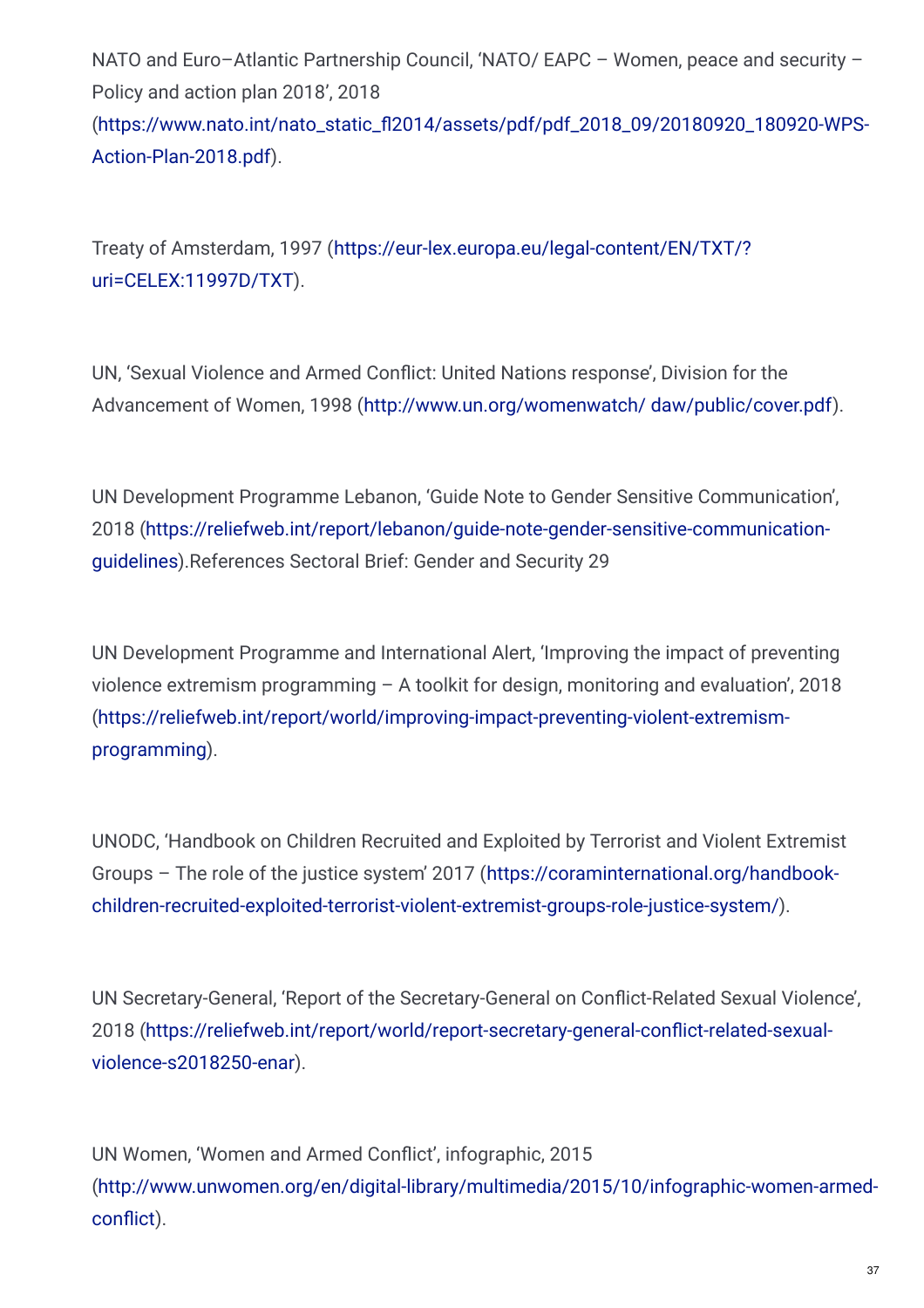NATO and Euro–Atlantic Partnership Council, 'NATO/ EAPC – Women, peace and security – Policy and action plan 2018', 2018 (https://www.nato.int/nato_static_fl2014/assets/pdf/pdf_2018_09/20180920_180920-WPS-Action-Plan-2018.pdf).

Treaty of Amsterdam, 1997 (https://eur-lex.europa.eu/legal-content/EN/TXT/?uri=CELEX:11997D/TXT).

UN, 'Sexual Violence and Armed Conflict: United Nations response', Division for the Advancement of Women, 1998 (http://www.un.org/womenwatch/ daw/public/cover.pdf).

UN Development Programme Lebanon, 'Guide Note to Gender Sensitive Communication', 2018 (https://reliefweb.int/report/lebanon/guide-note-gender-sensitive-communication-guidelines).References Sectoral Brief: Gender and Security 29

UN Development Programme and International Alert, 'Improving the impact of preventing violence extremism programming – A toolkit for design, monitoring and evaluation', 2018 (https://reliefweb.int/report/world/improving-impact-preventing-violent-extremism-programming).

UNODC, 'Handbook on Children Recruited and Exploited by Terrorist and Violent Extremist Groups – The role of the justice system' 2017 (https://coraminternational.org/handbook-children-recruited-exploited-terrorist-violent-extremist-groups-role-justice-system/).

UN Secretary-General, 'Report of the Secretary-General on Conflict-Related Sexual Violence', 2018 (https://reliefweb.int/report/world/report-secretary-general-conflict-related-sexual-violence-s2018250-enar).

UN Women, 'Women and Armed Conflict', infographic, 2015 (http://www.unwomen.org/en/digital-library/multimedia/2015/10/infographic-women-armed-conflict).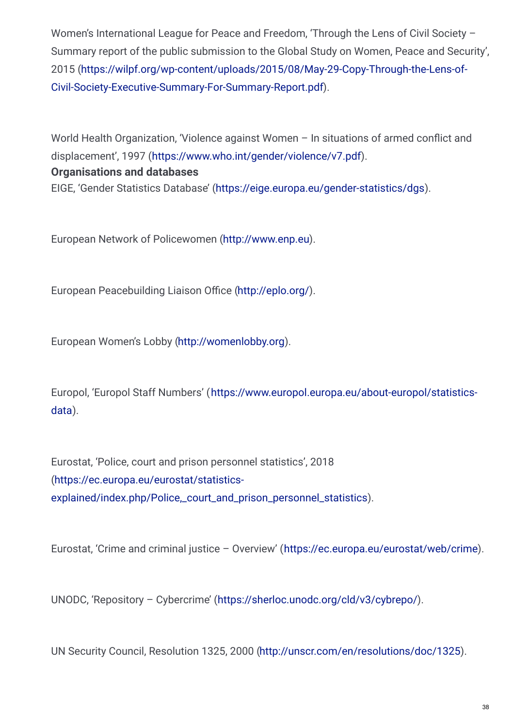Women's International League for Peace and Freedom, 'Through the Lens of Civil Society – Summary report of the public submission to the Global Study on Women, Peace and Security', 2015 (https://wilpf.org/wp-content/uploads/2015/08/May-29-Copy-Through-the-Lens-of-Civil-Society-Executive-Summary-For-Summary-Report.pdf).

World Health Organization, 'Violence against Women – In situations of armed conflict and displacement', 1997 (https://www.who.int/gender/violence/v7.pdf).

**Organisations and databases**

EIGE, 'Gender Statistics Database' (https://eige.europa.eu/gender-statistics/dgs).

European Network of Policewomen (http://www.enp.eu).

European Peacebuilding Liaison Office (http://eplo.org/).

European Women's Lobby (http://womenlobby.org).

Europol, 'Europol Staff Numbers' (https://www.europol.europa.eu/about-europol/statistics-data).

Eurostat, 'Police, court and prison personnel statistics', 2018 (https://ec.europa.eu/eurostat/statistics-explained/index.php/Police,_court_and_prison_personnel_statistics).

Eurostat, 'Crime and criminal justice – Overview' (https://ec.europa.eu/eurostat/web/crime).

UNODC, 'Repository – Cybercrime' (https://sherloc.unodc.org/cld/v3/cybrepo/).

UN Security Council, Resolution 1325, 2000 (http://unscr.com/en/resolutions/doc/1325).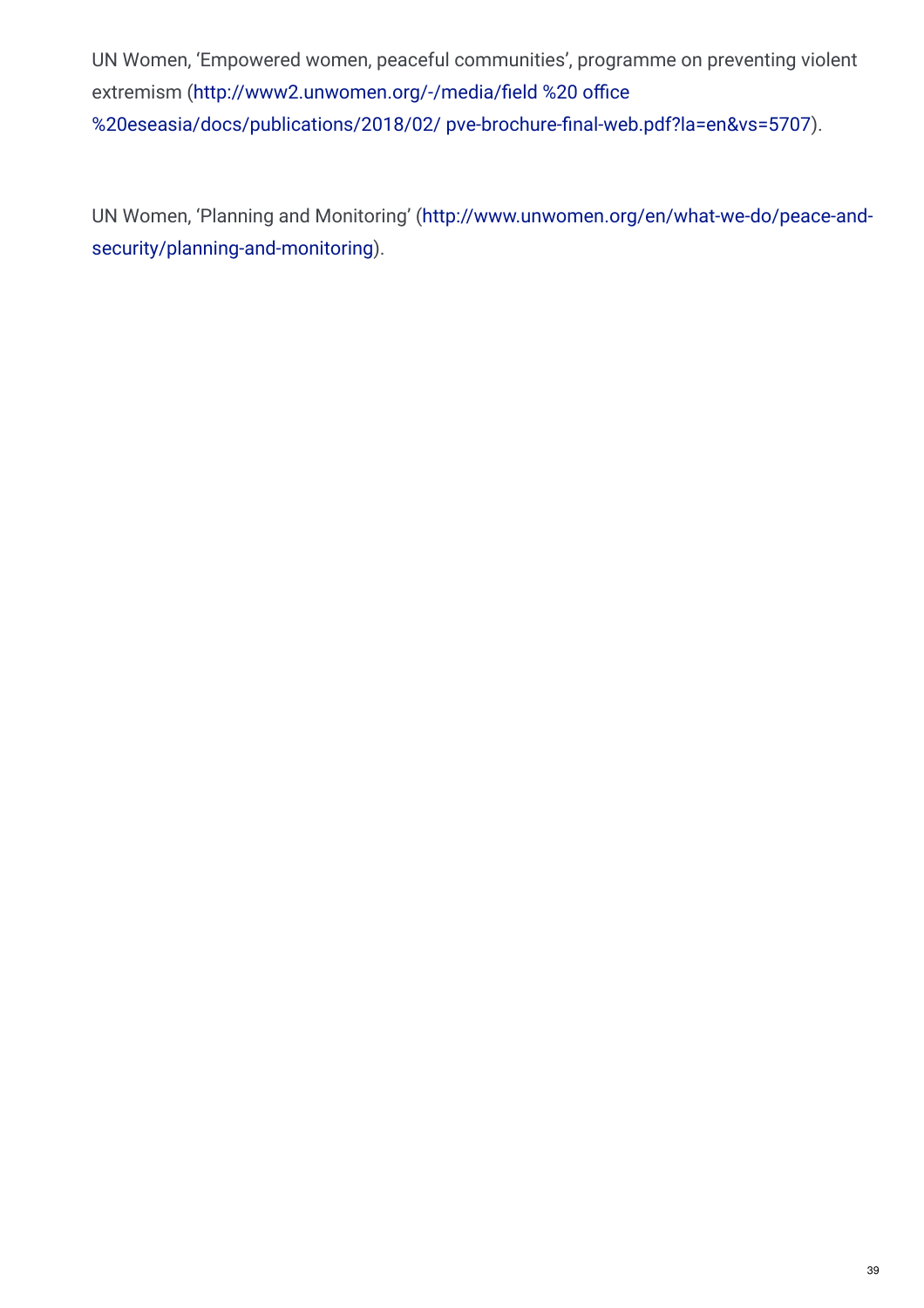UN Women, 'Empowered women, peaceful communities', programme on preventing violent extremism (http://www2.unwomen.org/-/media/field %20 office %20eseasia/docs/publications/2018/02/ pve-brochure-final-web.pdf?la=en&vs=5707).

UN Women, 'Planning and Monitoring' (http://www.unwomen.org/en/what-we-do/peace-and-security/planning-and-monitoring).